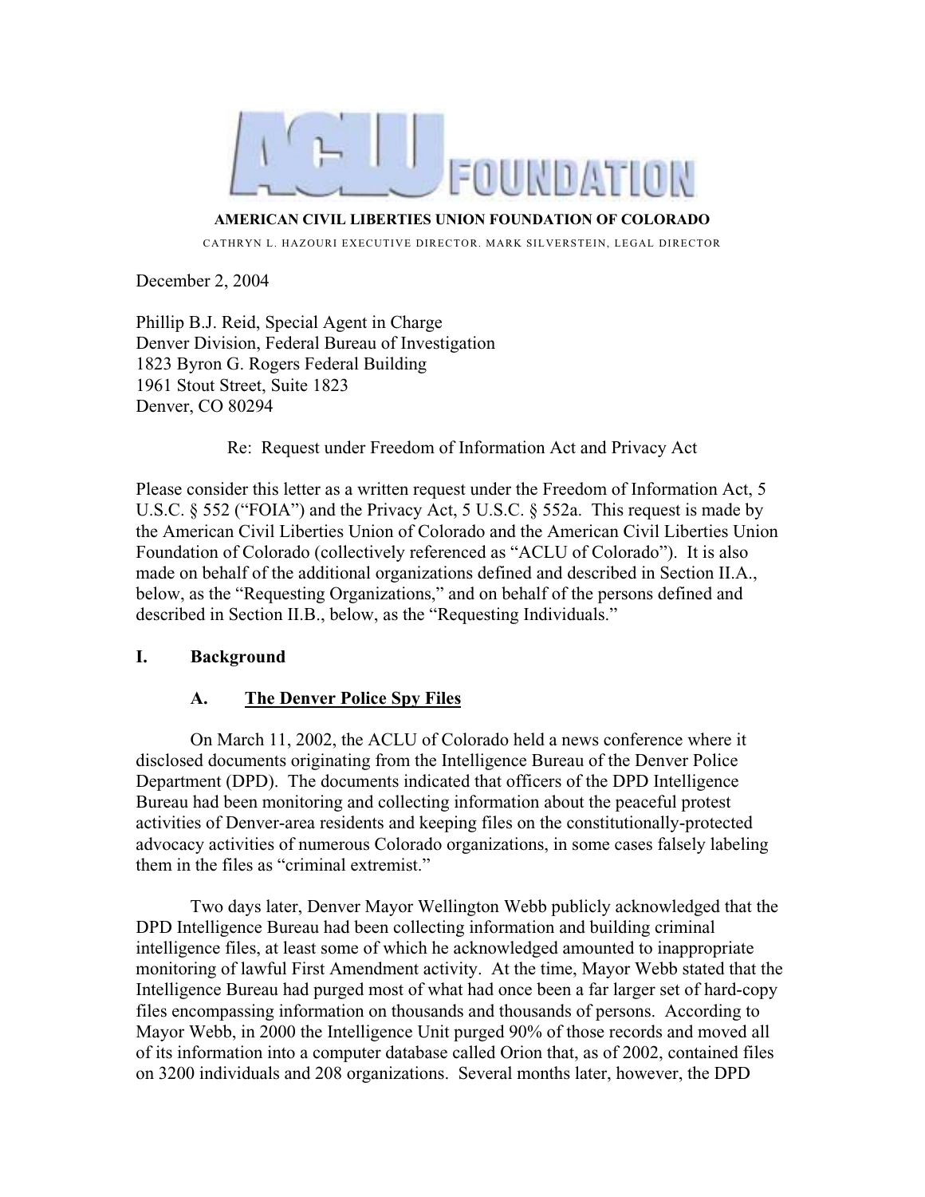# ACLU FOUNDATION

**AMERICAN CIVIL LIBERTIES UNION FOUNDATION OF COLORADO**

CATHRYN L. HAZOURI EXECUTIVE DIRECTOR. MARK SILVERSTEIN, LEGAL DIRECTOR

December 2, 2004

Phillip B.J. Reid, Special Agent in Charge
Denver Division, Federal Bureau of Investigation
1823 Byron G. Rogers Federal Building
1961 Stout Street, Suite 1823
Denver, CO 80294

Re: Request under Freedom of Information Act and Privacy Act

Please consider this letter as a written request under the Freedom of Information Act, 5 U.S.C. § 552 ("FOIA") and the Privacy Act, 5 U.S.C. § 552a. This request is made by the American Civil Liberties Union of Colorado and the American Civil Liberties Union Foundation of Colorado (collectively referenced as "ACLU of Colorado"). It is also made on behalf of the additional organizations defined and described in Section II.A., below, as the "Requesting Organizations," and on behalf of the persons defined and described in Section II.B., below, as the "Requesting Individuals."

## I. Background

### A. The Denver Police Spy Files

On March 11, 2002, the ACLU of Colorado held a news conference where it disclosed documents originating from the Intelligence Bureau of the Denver Police Department (DPD). The documents indicated that officers of the DPD Intelligence Bureau had been monitoring and collecting information about the peaceful protest activities of Denver-area residents and keeping files on the constitutionally-protected advocacy activities of numerous Colorado organizations, in some cases falsely labeling them in the files as "criminal extremist."

Two days later, Denver Mayor Wellington Webb publicly acknowledged that the DPD Intelligence Bureau had been collecting information and building criminal intelligence files, at least some of which he acknowledged amounted to inappropriate monitoring of lawful First Amendment activity. At the time, Mayor Webb stated that the Intelligence Bureau had purged most of what had once been a far larger set of hard-copy files encompassing information on thousands and thousands of persons. According to Mayor Webb, in 2000 the Intelligence Unit purged 90% of those records and moved all of its information into a computer database called Orion that, as of 2002, contained files on 3200 individuals and 208 organizations. Several months later, however, the DPD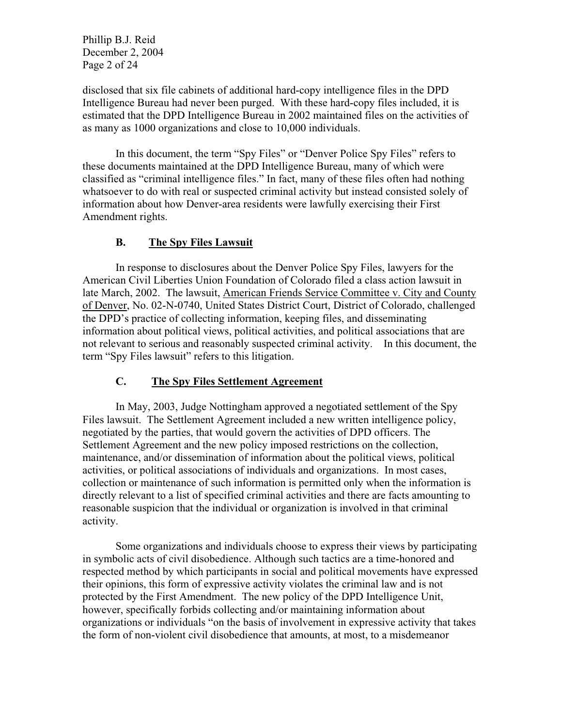disclosed that six file cabinets of additional hard-copy intelligence files in the DPD Intelligence Bureau had never been purged. With these hard-copy files included, it is estimated that the DPD Intelligence Bureau in 2002 maintained files on the activities of as many as 1000 organizations and close to 10,000 individuals.

In this document, the term "Spy Files" or "Denver Police Spy Files" refers to these documents maintained at the DPD Intelligence Bureau, many of which were classified as "criminal intelligence files." In fact, many of these files often had nothing whatsoever to do with real or suspected criminal activity but instead consisted solely of information about how Denver-area residents were lawfully exercising their First Amendment rights.

### B. The Spy Files Lawsuit

In response to disclosures about the Denver Police Spy Files, lawyers for the American Civil Liberties Union Foundation of Colorado filed a class action lawsuit in late March, 2002. The lawsuit, American Friends Service Committee v. City and County of Denver, No. 02-N-0740, United States District Court, District of Colorado, challenged the DPD's practice of collecting information, keeping files, and disseminating information about political views, political activities, and political associations that are not relevant to serious and reasonably suspected criminal activity. In this document, the term "Spy Files lawsuit" refers to this litigation.

### C. The Spy Files Settlement Agreement

In May, 2003, Judge Nottingham approved a negotiated settlement of the Spy Files lawsuit. The Settlement Agreement included a new written intelligence policy, negotiated by the parties, that would govern the activities of DPD officers. The Settlement Agreement and the new policy imposed restrictions on the collection, maintenance, and/or dissemination of information about the political views, political activities, or political associations of individuals and organizations. In most cases, collection or maintenance of such information is permitted only when the information is directly relevant to a list of specified criminal activities and there are facts amounting to reasonable suspicion that the individual or organization is involved in that criminal activity.

Some organizations and individuals choose to express their views by participating in symbolic acts of civil disobedience. Although such tactics are a time-honored and respected method by which participants in social and political movements have expressed their opinions, this form of expressive activity violates the criminal law and is not protected by the First Amendment. The new policy of the DPD Intelligence Unit, however, specifically forbids collecting and/or maintaining information about organizations or individuals "on the basis of involvement in expressive activity that takes the form of non-violent civil disobedience that amounts, at most, to a misdemeanor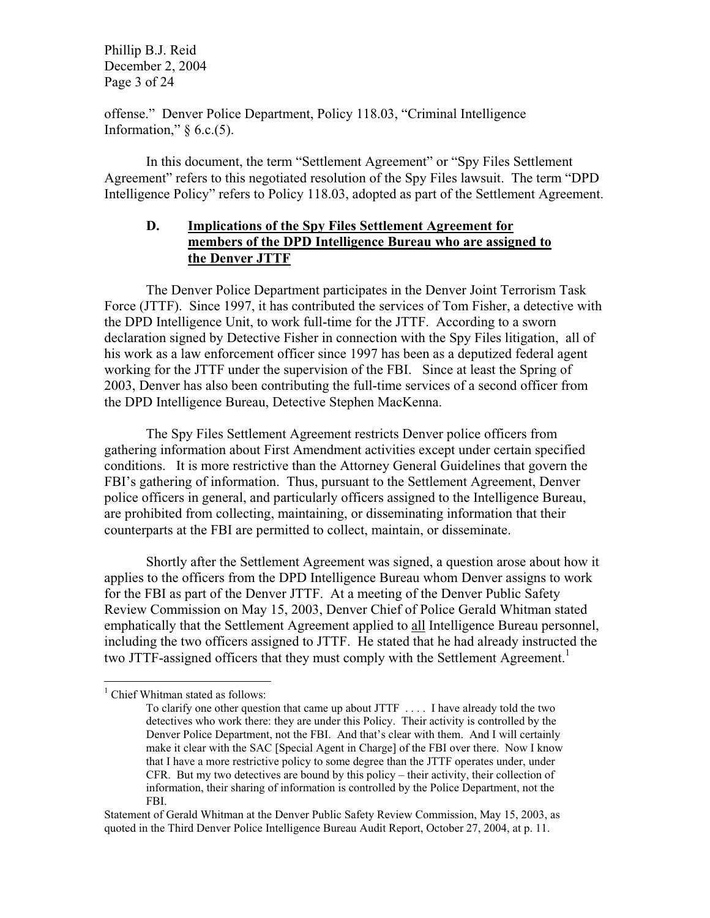offense." Denver Police Department, Policy 118.03, "Criminal Intelligence Information," § 6.c.(5).

In this document, the term "Settlement Agreement" or "Spy Files Settlement Agreement" refers to this negotiated resolution of the Spy Files lawsuit. The term "DPD Intelligence Policy" refers to Policy 118.03, adopted as part of the Settlement Agreement.

### D. Implications of the Spy Files Settlement Agreement for members of the DPD Intelligence Bureau who are assigned to the Denver JTTF

The Denver Police Department participates in the Denver Joint Terrorism Task Force (JTTF). Since 1997, it has contributed the services of Tom Fisher, a detective with the DPD Intelligence Unit, to work full-time for the JTTF. According to a sworn declaration signed by Detective Fisher in connection with the Spy Files litigation, all of his work as a law enforcement officer since 1997 has been as a deputized federal agent working for the JTTF under the supervision of the FBI. Since at least the Spring of 2003, Denver has also been contributing the full-time services of a second officer from the DPD Intelligence Bureau, Detective Stephen MacKenna.

The Spy Files Settlement Agreement restricts Denver police officers from gathering information about First Amendment activities except under certain specified conditions. It is more restrictive than the Attorney General Guidelines that govern the FBI's gathering of information. Thus, pursuant to the Settlement Agreement, Denver police officers in general, and particularly officers assigned to the Intelligence Bureau, are prohibited from collecting, maintaining, or disseminating information that their counterparts at the FBI are permitted to collect, maintain, or disseminate.

Shortly after the Settlement Agreement was signed, a question arose about how it applies to the officers from the DPD Intelligence Bureau whom Denver assigns to work for the FBI as part of the Denver JTTF. At a meeting of the Denver Public Safety Review Commission on May 15, 2003, Denver Chief of Police Gerald Whitman stated emphatically that the Settlement Agreement applied to <u>all</u> Intelligence Bureau personnel, including the two officers assigned to JTTF. He stated that he had already instructed the two JTTF-assigned officers that they must comply with the Settlement Agreement.[1]

---

[1] Chief Whitman stated as follows:

> To clarify one other question that came up about JTTF . . . . I have already told the two detectives who work there: they are under this Policy. Their activity is controlled by the Denver Police Department, not the FBI. And that's clear with them. And I will certainly make it clear with the SAC [Special Agent in Charge] of the FBI over there. Now I know that I have a more restrictive policy to some degree than the JTTF operates under, under CFR. But my two detectives are bound by this policy – their activity, their collection of information, their sharing of information is controlled by the Police Department, not the FBI.

Statement of Gerald Whitman at the Denver Public Safety Review Commission, May 15, 2003, as quoted in the Third Denver Police Intelligence Bureau Audit Report, October 27, 2004, at p. 11.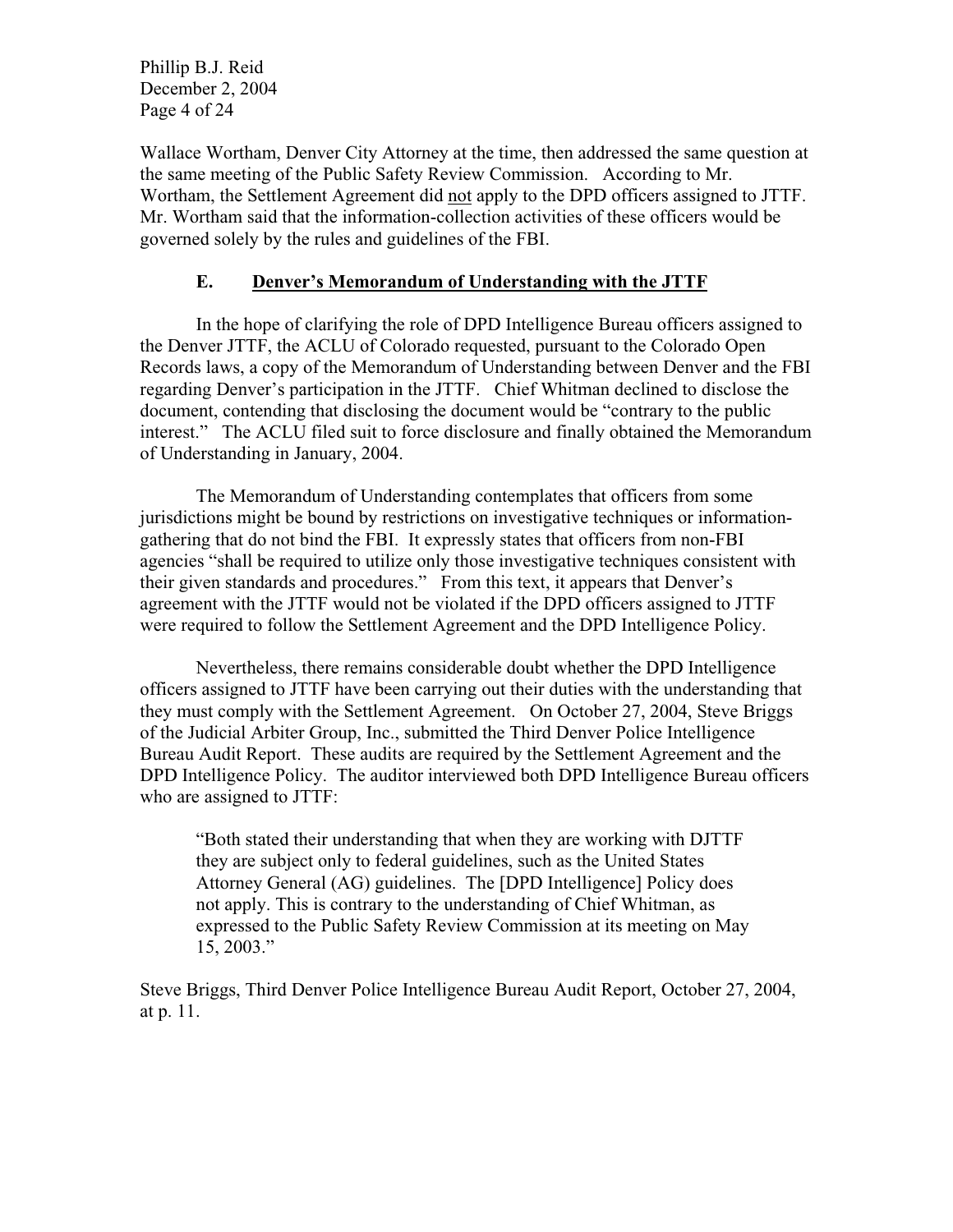Wallace Wortham, Denver City Attorney at the time, then addressed the same question at the same meeting of the Public Safety Review Commission. According to Mr. Wortham, the Settlement Agreement did not apply to the DPD officers assigned to JTTF. Mr. Wortham said that the information-collection activities of these officers would be governed solely by the rules and guidelines of the FBI.

### E. Denver's Memorandum of Understanding with the JTTF

In the hope of clarifying the role of DPD Intelligence Bureau officers assigned to the Denver JTTF, the ACLU of Colorado requested, pursuant to the Colorado Open Records laws, a copy of the Memorandum of Understanding between Denver and the FBI regarding Denver's participation in the JTTF. Chief Whitman declined to disclose the document, contending that disclosing the document would be "contrary to the public interest." The ACLU filed suit to force disclosure and finally obtained the Memorandum of Understanding in January, 2004.

The Memorandum of Understanding contemplates that officers from some jurisdictions might be bound by restrictions on investigative techniques or information-gathering that do not bind the FBI. It expressly states that officers from non-FBI agencies "shall be required to utilize only those investigative techniques consistent with their given standards and procedures." From this text, it appears that Denver's agreement with the JTTF would not be violated if the DPD officers assigned to JTTF were required to follow the Settlement Agreement and the DPD Intelligence Policy.

Nevertheless, there remains considerable doubt whether the DPD Intelligence officers assigned to JTTF have been carrying out their duties with the understanding that they must comply with the Settlement Agreement. On October 27, 2004, Steve Briggs of the Judicial Arbiter Group, Inc., submitted the Third Denver Police Intelligence Bureau Audit Report. These audits are required by the Settlement Agreement and the DPD Intelligence Policy. The auditor interviewed both DPD Intelligence Bureau officers who are assigned to JTTF:

> "Both stated their understanding that when they are working with DJTTF they are subject only to federal guidelines, such as the United States Attorney General (AG) guidelines. The [DPD Intelligence] Policy does not apply. This is contrary to the understanding of Chief Whitman, as expressed to the Public Safety Review Commission at its meeting on May 15, 2003."

Steve Briggs, Third Denver Police Intelligence Bureau Audit Report, October 27, 2004, at p. 11.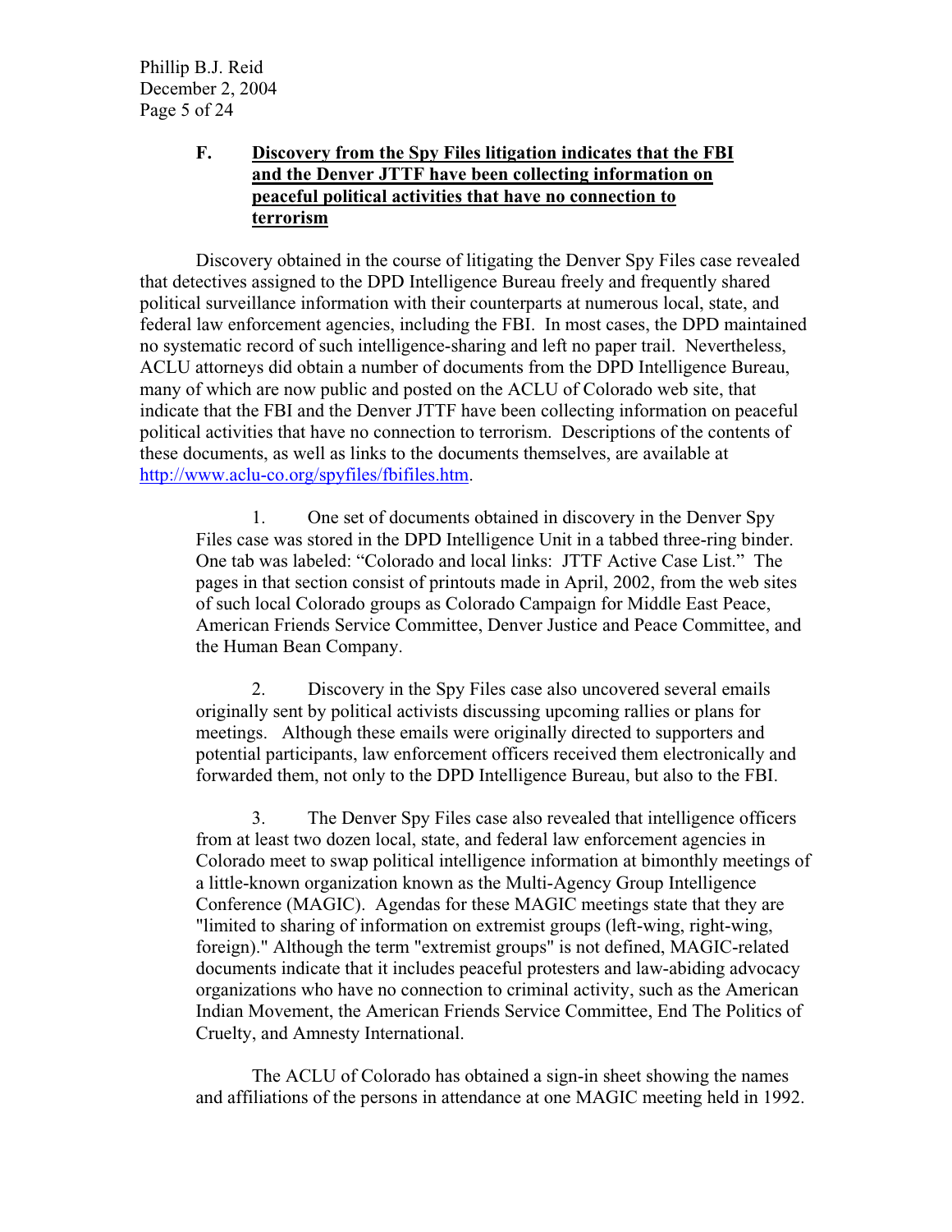### F. <u>Discovery from the Spy Files litigation indicates that the FBI and the Denver JTTF have been collecting information on peaceful political activities that have no connection to terrorism</u>

Discovery obtained in the course of litigating the Denver Spy Files case revealed that detectives assigned to the DPD Intelligence Bureau freely and frequently shared political surveillance information with their counterparts at numerous local, state, and federal law enforcement agencies, including the FBI. In most cases, the DPD maintained no systematic record of such intelligence-sharing and left no paper trail. Nevertheless, ACLU attorneys did obtain a number of documents from the DPD Intelligence Bureau, many of which are now public and posted on the ACLU of Colorado web site, that indicate that the FBI and the Denver JTTF have been collecting information on peaceful political activities that have no connection to terrorism. Descriptions of the contents of these documents, as well as links to the documents themselves, are available at http://www.aclu-co.org/spyfiles/fbifiles.htm.

1. One set of documents obtained in discovery in the Denver Spy Files case was stored in the DPD Intelligence Unit in a tabbed three-ring binder. One tab was labeled: "Colorado and local links: JTTF Active Case List." The pages in that section consist of printouts made in April, 2002, from the web sites of such local Colorado groups as Colorado Campaign for Middle East Peace, American Friends Service Committee, Denver Justice and Peace Committee, and the Human Bean Company.

2. Discovery in the Spy Files case also uncovered several emails originally sent by political activists discussing upcoming rallies or plans for meetings. Although these emails were originally directed to supporters and potential participants, law enforcement officers received them electronically and forwarded them, not only to the DPD Intelligence Bureau, but also to the FBI.

3. The Denver Spy Files case also revealed that intelligence officers from at least two dozen local, state, and federal law enforcement agencies in Colorado meet to swap political intelligence information at bimonthly meetings of a little-known organization known as the Multi-Agency Group Intelligence Conference (MAGIC). Agendas for these MAGIC meetings state that they are "limited to sharing of information on extremist groups (left-wing, right-wing, foreign)." Although the term "extremist groups" is not defined, MAGIC-related documents indicate that it includes peaceful protesters and law-abiding advocacy organizations who have no connection to criminal activity, such as the American Indian Movement, the American Friends Service Committee, End The Politics of Cruelty, and Amnesty International.

The ACLU of Colorado has obtained a sign-in sheet showing the names and affiliations of the persons in attendance at one MAGIC meeting held in 1992.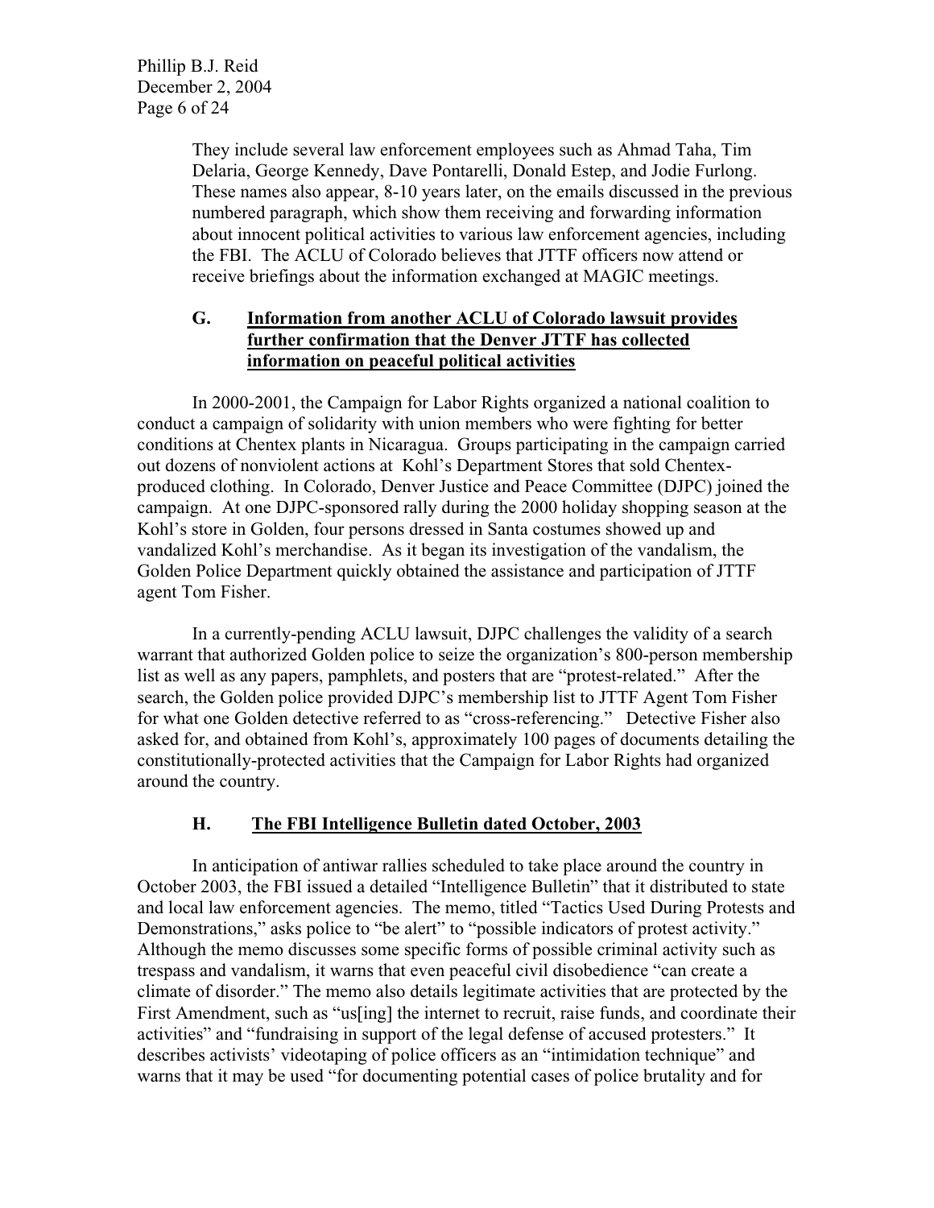They include several law enforcement employees such as Ahmad Taha, Tim Delaria, George Kennedy, Dave Pontarelli, Donald Estep, and Jodie Furlong. These names also appear, 8-10 years later, on the emails discussed in the previous numbered paragraph, which show them receiving and forwarding information about innocent political activities to various law enforcement agencies, including the FBI. The ACLU of Colorado believes that JTTF officers now attend or receive briefings about the information exchanged at MAGIC meetings.

### G. Information from another ACLU of Colorado lawsuit provides further confirmation that the Denver JTTF has collected information on peaceful political activities

In 2000-2001, the Campaign for Labor Rights organized a national coalition to conduct a campaign of solidarity with union members who were fighting for better conditions at Chentex plants in Nicaragua. Groups participating in the campaign carried out dozens of nonviolent actions at Kohl's Department Stores that sold Chentex-produced clothing. In Colorado, Denver Justice and Peace Committee (DJPC) joined the campaign. At one DJPC-sponsored rally during the 2000 holiday shopping season at the Kohl's store in Golden, four persons dressed in Santa costumes showed up and vandalized Kohl's merchandise. As it began its investigation of the vandalism, the Golden Police Department quickly obtained the assistance and participation of JTTF agent Tom Fisher.

In a currently-pending ACLU lawsuit, DJPC challenges the validity of a search warrant that authorized Golden police to seize the organization's 800-person membership list as well as any papers, pamphlets, and posters that are "protest-related." After the search, the Golden police provided DJPC's membership list to JTTF Agent Tom Fisher for what one Golden detective referred to as "cross-referencing." Detective Fisher also asked for, and obtained from Kohl's, approximately 100 pages of documents detailing the constitutionally-protected activities that the Campaign for Labor Rights had organized around the country.

### H. The FBI Intelligence Bulletin dated October, 2003

In anticipation of antiwar rallies scheduled to take place around the country in October 2003, the FBI issued a detailed "Intelligence Bulletin" that it distributed to state and local law enforcement agencies. The memo, titled "Tactics Used During Protests and Demonstrations," asks police to "be alert" to "possible indicators of protest activity." Although the memo discusses some specific forms of possible criminal activity such as trespass and vandalism, it warns that even peaceful civil disobedience "can create a climate of disorder." The memo also details legitimate activities that are protected by the First Amendment, such as "us[ing] the internet to recruit, raise funds, and coordinate their activities" and "fundraising in support of the legal defense of accused protesters." It describes activists' videotaping of police officers as an "intimidation technique" and warns that it may be used "for documenting potential cases of police brutality and for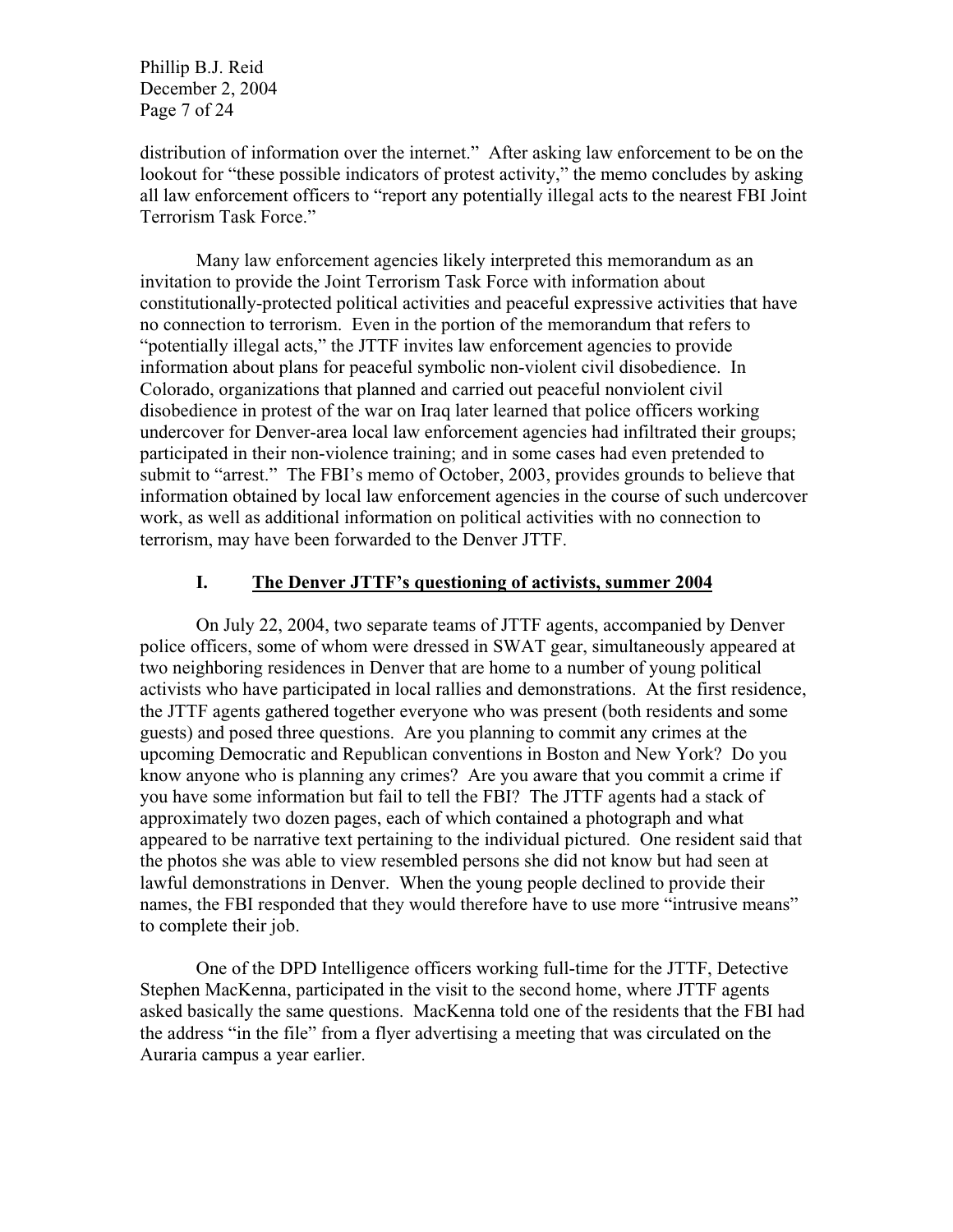distribution of information over the internet." After asking law enforcement to be on the lookout for "these possible indicators of protest activity," the memo concludes by asking all law enforcement officers to "report any potentially illegal acts to the nearest FBI Joint Terrorism Task Force."

Many law enforcement agencies likely interpreted this memorandum as an invitation to provide the Joint Terrorism Task Force with information about constitutionally-protected political activities and peaceful expressive activities that have no connection to terrorism. Even in the portion of the memorandum that refers to "potentially illegal acts," the JTTF invites law enforcement agencies to provide information about plans for peaceful symbolic non-violent civil disobedience. In Colorado, organizations that planned and carried out peaceful nonviolent civil disobedience in protest of the war on Iraq later learned that police officers working undercover for Denver-area local law enforcement agencies had infiltrated their groups; participated in their non-violence training; and in some cases had even pretended to submit to "arrest." The FBI's memo of October, 2003, provides grounds to believe that information obtained by local law enforcement agencies in the course of such undercover work, as well as additional information on political activities with no connection to terrorism, may have been forwarded to the Denver JTTF.

## I. The Denver JTTF's questioning of activists, summer 2004

On July 22, 2004, two separate teams of JTTF agents, accompanied by Denver police officers, some of whom were dressed in SWAT gear, simultaneously appeared at two neighboring residences in Denver that are home to a number of young political activists who have participated in local rallies and demonstrations. At the first residence, the JTTF agents gathered together everyone who was present (both residents and some guests) and posed three questions. Are you planning to commit any crimes at the upcoming Democratic and Republican conventions in Boston and New York? Do you know anyone who is planning any crimes? Are you aware that you commit a crime if you have some information but fail to tell the FBI? The JTTF agents had a stack of approximately two dozen pages, each of which contained a photograph and what appeared to be narrative text pertaining to the individual pictured. One resident said that the photos she was able to view resembled persons she did not know but had seen at lawful demonstrations in Denver. When the young people declined to provide their names, the FBI responded that they would therefore have to use more "intrusive means" to complete their job.

One of the DPD Intelligence officers working full-time for the JTTF, Detective Stephen MacKenna, participated in the visit to the second home, where JTTF agents asked basically the same questions. MacKenna told one of the residents that the FBI had the address "in the file" from a flyer advertising a meeting that was circulated on the Auraria campus a year earlier.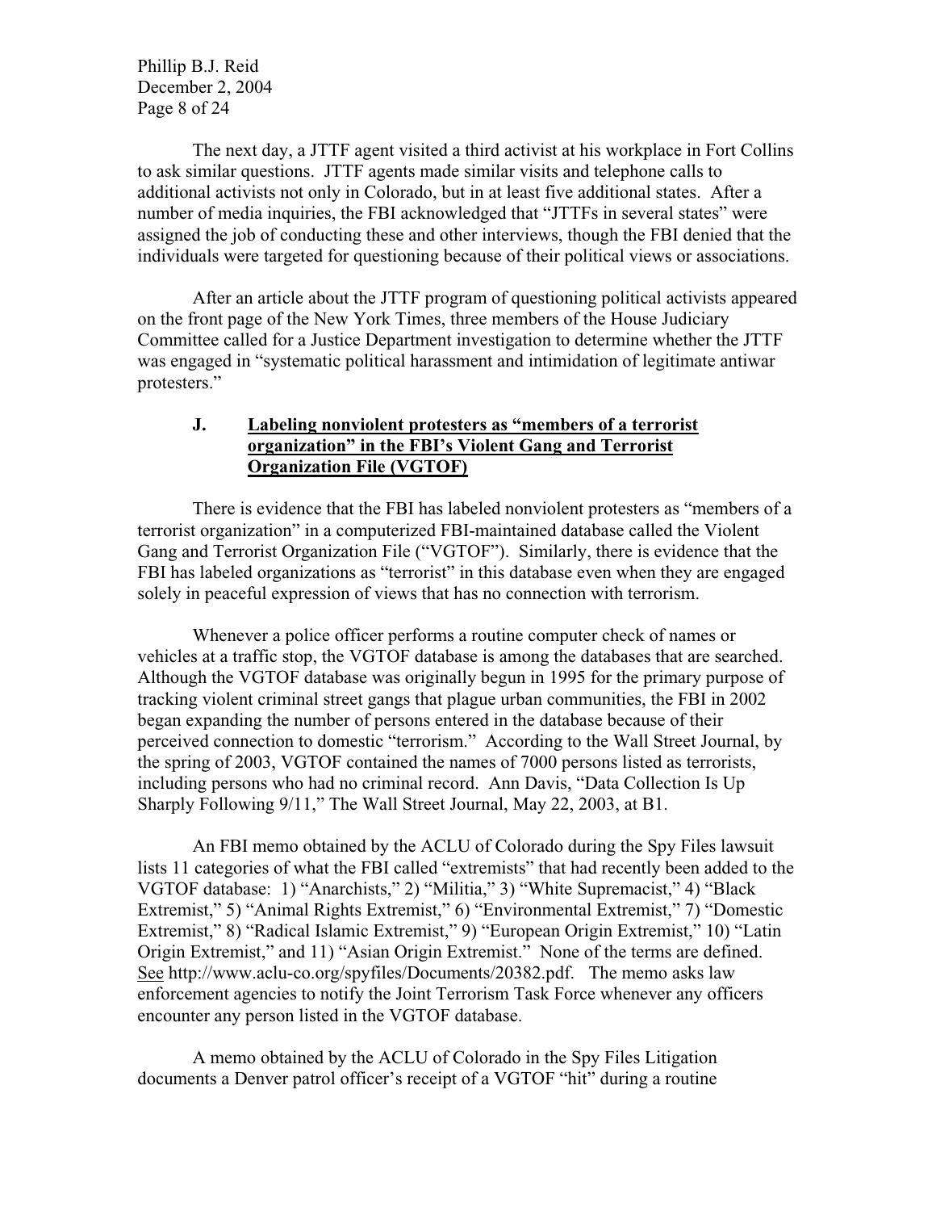The next day, a JTTF agent visited a third activist at his workplace in Fort Collins to ask similar questions. JTTF agents made similar visits and telephone calls to additional activists not only in Colorado, but in at least five additional states. After a number of media inquiries, the FBI acknowledged that "JTTFs in several states" were assigned the job of conducting these and other interviews, though the FBI denied that the individuals were targeted for questioning because of their political views or associations.

After an article about the JTTF program of questioning political activists appeared on the front page of the New York Times, three members of the House Judiciary Committee called for a Justice Department investigation to determine whether the JTTF was engaged in "systematic political harassment and intimidation of legitimate antiwar protesters."

### J. Labeling nonviolent protesters as "members of a terrorist organization" in the FBI's Violent Gang and Terrorist Organization File (VGTOF)

There is evidence that the FBI has labeled nonviolent protesters as "members of a terrorist organization" in a computerized FBI-maintained database called the Violent Gang and Terrorist Organization File ("VGTOF"). Similarly, there is evidence that the FBI has labeled organizations as "terrorist" in this database even when they are engaged solely in peaceful expression of views that has no connection with terrorism.

Whenever a police officer performs a routine computer check of names or vehicles at a traffic stop, the VGTOF database is among the databases that are searched. Although the VGTOF database was originally begun in 1995 for the primary purpose of tracking violent criminal street gangs that plague urban communities, the FBI in 2002 began expanding the number of persons entered in the database because of their perceived connection to domestic "terrorism." According to the Wall Street Journal, by the spring of 2003, VGTOF contained the names of 7000 persons listed as terrorists, including persons who had no criminal record. Ann Davis, "Data Collection Is Up Sharply Following 9/11," The Wall Street Journal, May 22, 2003, at B1.

An FBI memo obtained by the ACLU of Colorado during the Spy Files lawsuit lists 11 categories of what the FBI called "extremists" that had recently been added to the VGTOF database: 1) "Anarchists," 2) "Militia," 3) "White Supremacist," 4) "Black Extremist," 5) "Animal Rights Extremist," 6) "Environmental Extremist," 7) "Domestic Extremist," 8) "Radical Islamic Extremist," 9) "European Origin Extremist," 10) "Latin Origin Extremist," and 11) "Asian Origin Extremist." None of the terms are defined. See http://www.aclu-co.org/spyfiles/Documents/20382.pdf. The memo asks law enforcement agencies to notify the Joint Terrorism Task Force whenever any officers encounter any person listed in the VGTOF database.

A memo obtained by the ACLU of Colorado in the Spy Files Litigation documents a Denver patrol officer's receipt of a VGTOF "hit" during a routine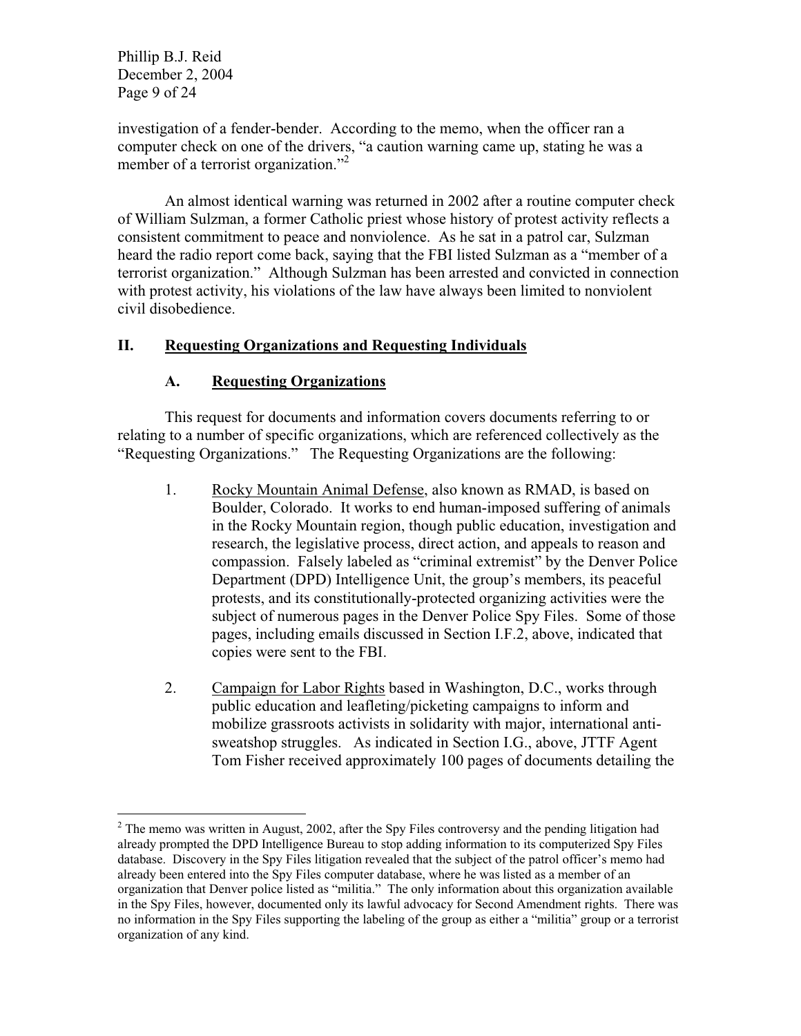investigation of a fender-bender. According to the memo, when the officer ran a computer check on one of the drivers, "a caution warning came up, stating he was a member of a terrorist organization."[2]

An almost identical warning was returned in 2002 after a routine computer check of William Sulzman, a former Catholic priest whose history of protest activity reflects a consistent commitment to peace and nonviolence. As he sat in a patrol car, Sulzman heard the radio report come back, saying that the FBI listed Sulzman as a "member of a terrorist organization." Although Sulzman has been arrested and convicted in connection with protest activity, his violations of the law have always been limited to nonviolent civil disobedience.

## II. Requesting Organizations and Requesting Individuals

### A. Requesting Organizations

This request for documents and information covers documents referring to or relating to a number of specific organizations, which are referenced collectively as the "Requesting Organizations." The Requesting Organizations are the following:

1. Rocky Mountain Animal Defense, also known as RMAD, is based on Boulder, Colorado. It works to end human-imposed suffering of animals in the Rocky Mountain region, though public education, investigation and research, the legislative process, direct action, and appeals to reason and compassion. Falsely labeled as "criminal extremist" by the Denver Police Department (DPD) Intelligence Unit, the group's members, its peaceful protests, and its constitutionally-protected organizing activities were the subject of numerous pages in the Denver Police Spy Files. Some of those pages, including emails discussed in Section I.F.2, above, indicated that copies were sent to the FBI.

2. Campaign for Labor Rights based in Washington, D.C., works through public education and leafleting/picketing campaigns to inform and mobilize grassroots activists in solidarity with major, international anti-sweatshop struggles. As indicated in Section I.G., above, JTTF Agent Tom Fisher received approximately 100 pages of documents detailing the

---

[2] The memo was written in August, 2002, after the Spy Files controversy and the pending litigation had already prompted the DPD Intelligence Bureau to stop adding information to its computerized Spy Files database. Discovery in the Spy Files litigation revealed that the subject of the patrol officer's memo had already been entered into the Spy Files computer database, where he was listed as a member of an organization that Denver police listed as "militia." The only information about this organization available in the Spy Files, however, documented only its lawful advocacy for Second Amendment rights. There was no information in the Spy Files supporting the labeling of the group as either a "militia" group or a terrorist organization of any kind.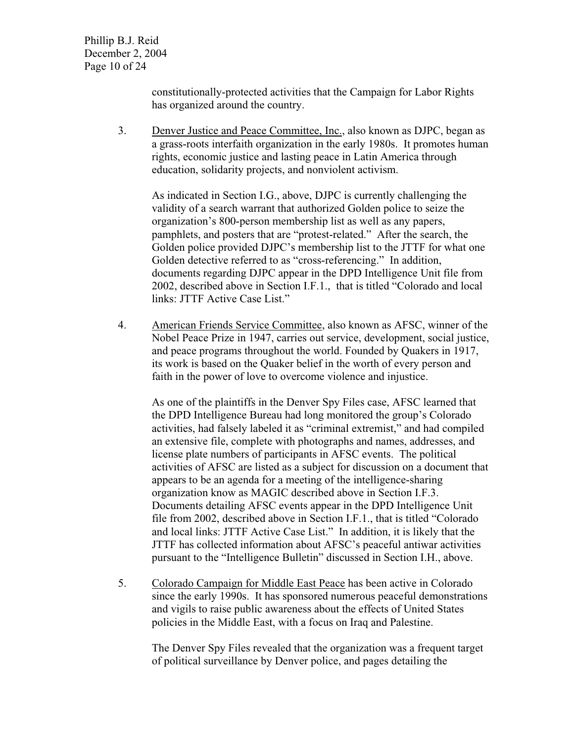constitutionally-protected activities that the Campaign for Labor Rights has organized around the country.

3. Denver Justice and Peace Committee, Inc., also known as DJPC, began as a grass-roots interfaith organization in the early 1980s. It promotes human rights, economic justice and lasting peace in Latin America through education, solidarity projects, and nonviolent activism.

   As indicated in Section I.G., above, DJPC is currently challenging the validity of a search warrant that authorized Golden police to seize the organization's 800-person membership list as well as any papers, pamphlets, and posters that are "protest-related." After the search, the Golden police provided DJPC's membership list to the JTTF for what one Golden detective referred to as "cross-referencing." In addition, documents regarding DJPC appear in the DPD Intelligence Unit file from 2002, described above in Section I.F.1., that is titled "Colorado and local links: JTTF Active Case List."

4. American Friends Service Committee, also known as AFSC, winner of the Nobel Peace Prize in 1947, carries out service, development, social justice, and peace programs throughout the world. Founded by Quakers in 1917, its work is based on the Quaker belief in the worth of every person and faith in the power of love to overcome violence and injustice.

   As one of the plaintiffs in the Denver Spy Files case, AFSC learned that the DPD Intelligence Bureau had long monitored the group's Colorado activities, had falsely labeled it as "criminal extremist," and had compiled an extensive file, complete with photographs and names, addresses, and license plate numbers of participants in AFSC events. The political activities of AFSC are listed as a subject for discussion on a document that appears to be an agenda for a meeting of the intelligence-sharing organization know as MAGIC described above in Section I.F.3. Documents detailing AFSC events appear in the DPD Intelligence Unit file from 2002, described above in Section I.F.1., that is titled "Colorado and local links: JTTF Active Case List." In addition, it is likely that the JTTF has collected information about AFSC's peaceful antiwar activities pursuant to the "Intelligence Bulletin" discussed in Section I.H., above.

5. Colorado Campaign for Middle East Peace has been active in Colorado since the early 1990s. It has sponsored numerous peaceful demonstrations and vigils to raise public awareness about the effects of United States policies in the Middle East, with a focus on Iraq and Palestine.

   The Denver Spy Files revealed that the organization was a frequent target of political surveillance by Denver police, and pages detailing the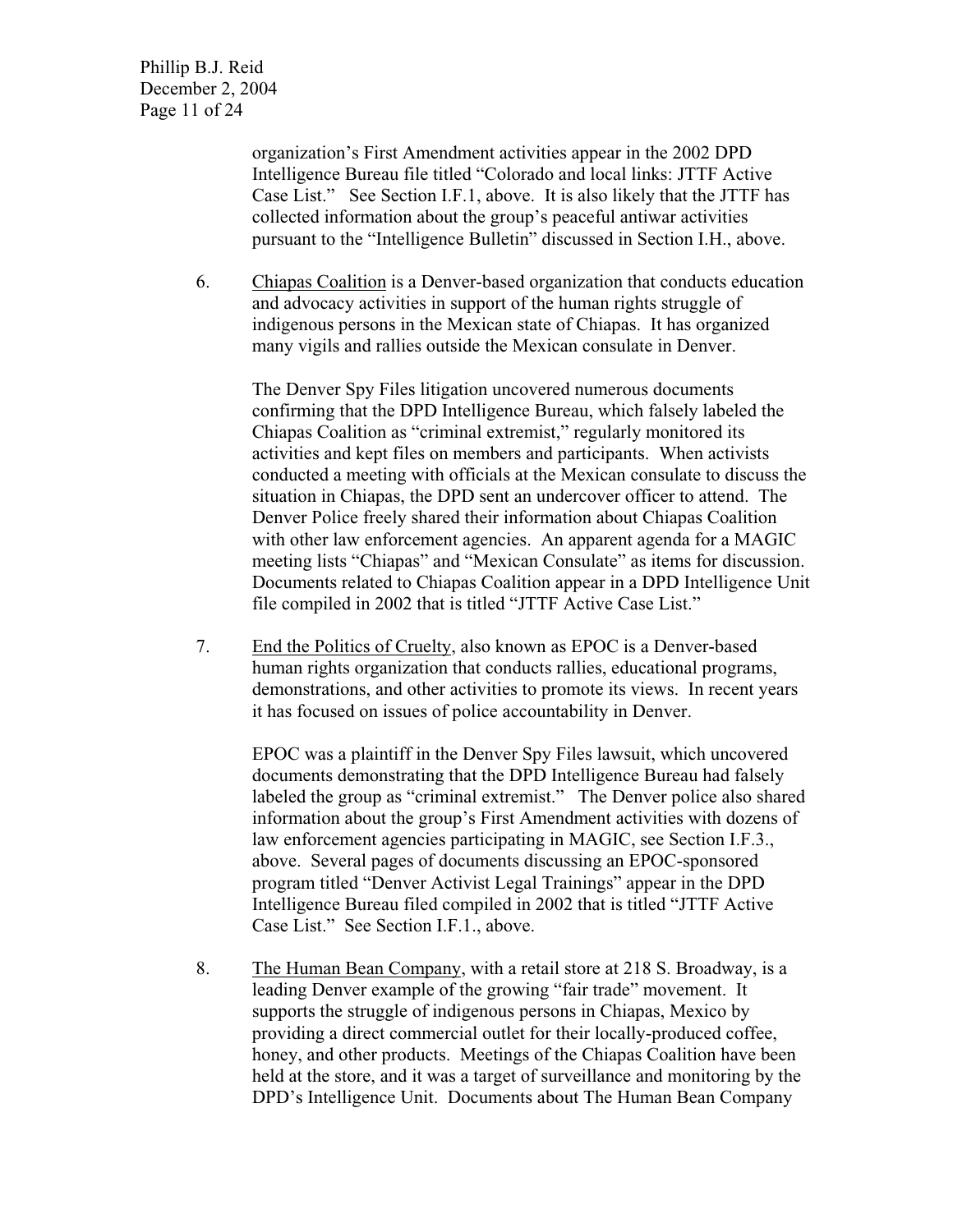organization's First Amendment activities appear in the 2002 DPD Intelligence Bureau file titled "Colorado and local links: JTTF Active Case List." See Section I.F.1, above. It is also likely that the JTTF has collected information about the group's peaceful antiwar activities pursuant to the "Intelligence Bulletin" discussed in Section I.H., above.

6. <u>Chiapas Coalition</u> is a Denver-based organization that conducts education and advocacy activities in support of the human rights struggle of indigenous persons in the Mexican state of Chiapas. It has organized many vigils and rallies outside the Mexican consulate in Denver.

   The Denver Spy Files litigation uncovered numerous documents confirming that the DPD Intelligence Bureau, which falsely labeled the Chiapas Coalition as "criminal extremist," regularly monitored its activities and kept files on members and participants. When activists conducted a meeting with officials at the Mexican consulate to discuss the situation in Chiapas, the DPD sent an undercover officer to attend. The Denver Police freely shared their information about Chiapas Coalition with other law enforcement agencies. An apparent agenda for a MAGIC meeting lists "Chiapas" and "Mexican Consulate" as items for discussion. Documents related to Chiapas Coalition appear in a DPD Intelligence Unit file compiled in 2002 that is titled "JTTF Active Case List."

7. <u>End the Politics of Cruelty</u>, also known as EPOC is a Denver-based human rights organization that conducts rallies, educational programs, demonstrations, and other activities to promote its views. In recent years it has focused on issues of police accountability in Denver.

   EPOC was a plaintiff in the Denver Spy Files lawsuit, which uncovered documents demonstrating that the DPD Intelligence Bureau had falsely labeled the group as "criminal extremist." The Denver police also shared information about the group's First Amendment activities with dozens of law enforcement agencies participating in MAGIC, see Section I.F.3., above. Several pages of documents discussing an EPOC-sponsored program titled "Denver Activist Legal Trainings" appear in the DPD Intelligence Bureau filed compiled in 2002 that is titled "JTTF Active Case List." See Section I.F.1., above.

8. <u>The Human Bean Company</u>, with a retail store at 218 S. Broadway, is a leading Denver example of the growing "fair trade" movement. It supports the struggle of indigenous persons in Chiapas, Mexico by providing a direct commercial outlet for their locally-produced coffee, honey, and other products. Meetings of the Chiapas Coalition have been held at the store, and it was a target of surveillance and monitoring by the DPD's Intelligence Unit. Documents about The Human Bean Company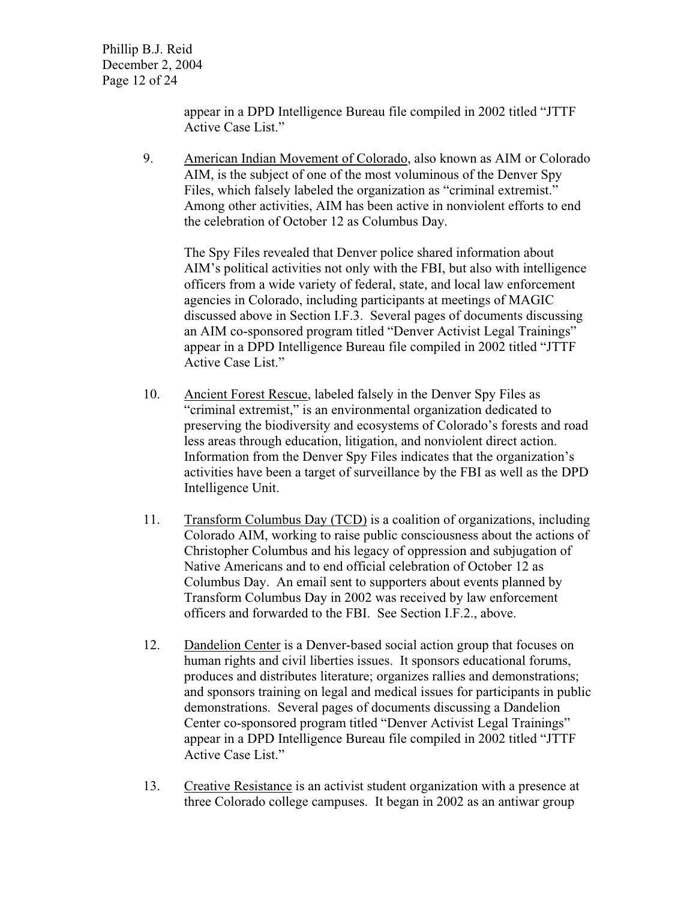appear in a DPD Intelligence Bureau file compiled in 2002 titled "JTTF Active Case List."

9. American Indian Movement of Colorado, also known as AIM or Colorado AIM, is the subject of one of the most voluminous of the Denver Spy Files, which falsely labeled the organization as "criminal extremist." Among other activities, AIM has been active in nonviolent efforts to end the celebration of October 12 as Columbus Day.

   The Spy Files revealed that Denver police shared information about AIM's political activities not only with the FBI, but also with intelligence officers from a wide variety of federal, state, and local law enforcement agencies in Colorado, including participants at meetings of MAGIC discussed above in Section I.F.3. Several pages of documents discussing an AIM co-sponsored program titled "Denver Activist Legal Trainings" appear in a DPD Intelligence Bureau file compiled in 2002 titled "JTTF Active Case List."

10. Ancient Forest Rescue, labeled falsely in the Denver Spy Files as "criminal extremist," is an environmental organization dedicated to preserving the biodiversity and ecosystems of Colorado's forests and road less areas through education, litigation, and nonviolent direct action. Information from the Denver Spy Files indicates that the organization's activities have been a target of surveillance by the FBI as well as the DPD Intelligence Unit.

11. Transform Columbus Day (TCD) is a coalition of organizations, including Colorado AIM, working to raise public consciousness about the actions of Christopher Columbus and his legacy of oppression and subjugation of Native Americans and to end official celebration of October 12 as Columbus Day. An email sent to supporters about events planned by Transform Columbus Day in 2002 was received by law enforcement officers and forwarded to the FBI. See Section I.F.2., above.

12. Dandelion Center is a Denver-based social action group that focuses on human rights and civil liberties issues. It sponsors educational forums, produces and distributes literature; organizes rallies and demonstrations; and sponsors training on legal and medical issues for participants in public demonstrations. Several pages of documents discussing a Dandelion Center co-sponsored program titled "Denver Activist Legal Trainings" appear in a DPD Intelligence Bureau file compiled in 2002 titled "JTTF Active Case List."

13. Creative Resistance is an activist student organization with a presence at three Colorado college campuses. It began in 2002 as an antiwar group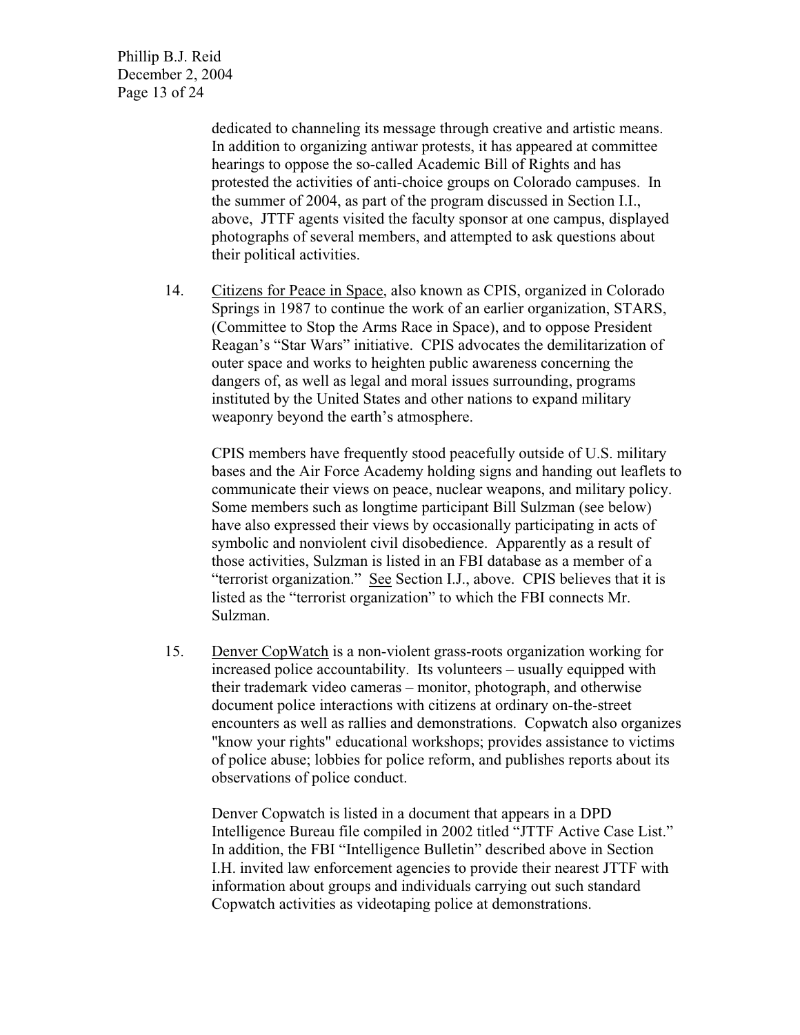dedicated to channeling its message through creative and artistic means. In addition to organizing antiwar protests, it has appeared at committee hearings to oppose the so-called Academic Bill of Rights and has protested the activities of anti-choice groups on Colorado campuses. In the summer of 2004, as part of the program discussed in Section I.I., above, JTTF agents visited the faculty sponsor at one campus, displayed photographs of several members, and attempted to ask questions about their political activities.

14. Citizens for Peace in Space, also known as CPIS, organized in Colorado Springs in 1987 to continue the work of an earlier organization, STARS, (Committee to Stop the Arms Race in Space), and to oppose President Reagan's "Star Wars" initiative. CPIS advocates the demilitarization of outer space and works to heighten public awareness concerning the dangers of, as well as legal and moral issues surrounding, programs instituted by the United States and other nations to expand military weaponry beyond the earth's atmosphere.

    CPIS members have frequently stood peacefully outside of U.S. military bases and the Air Force Academy holding signs and handing out leaflets to communicate their views on peace, nuclear weapons, and military policy. Some members such as longtime participant Bill Sulzman (see below) have also expressed their views by occasionally participating in acts of symbolic and nonviolent civil disobedience. Apparently as a result of those activities, Sulzman is listed in an FBI database as a member of a "terrorist organization." See Section I.J., above. CPIS believes that it is listed as the "terrorist organization" to which the FBI connects Mr. Sulzman.

15. Denver CopWatch is a non-violent grass-roots organization working for increased police accountability. Its volunteers – usually equipped with their trademark video cameras – monitor, photograph, and otherwise document police interactions with citizens at ordinary on-the-street encounters as well as rallies and demonstrations. Copwatch also organizes "know your rights" educational workshops; provides assistance to victims of police abuse; lobbies for police reform, and publishes reports about its observations of police conduct.

    Denver Copwatch is listed in a document that appears in a DPD Intelligence Bureau file compiled in 2002 titled "JTTF Active Case List." In addition, the FBI "Intelligence Bulletin" described above in Section I.H. invited law enforcement agencies to provide their nearest JTTF with information about groups and individuals carrying out such standard Copwatch activities as videotaping police at demonstrations.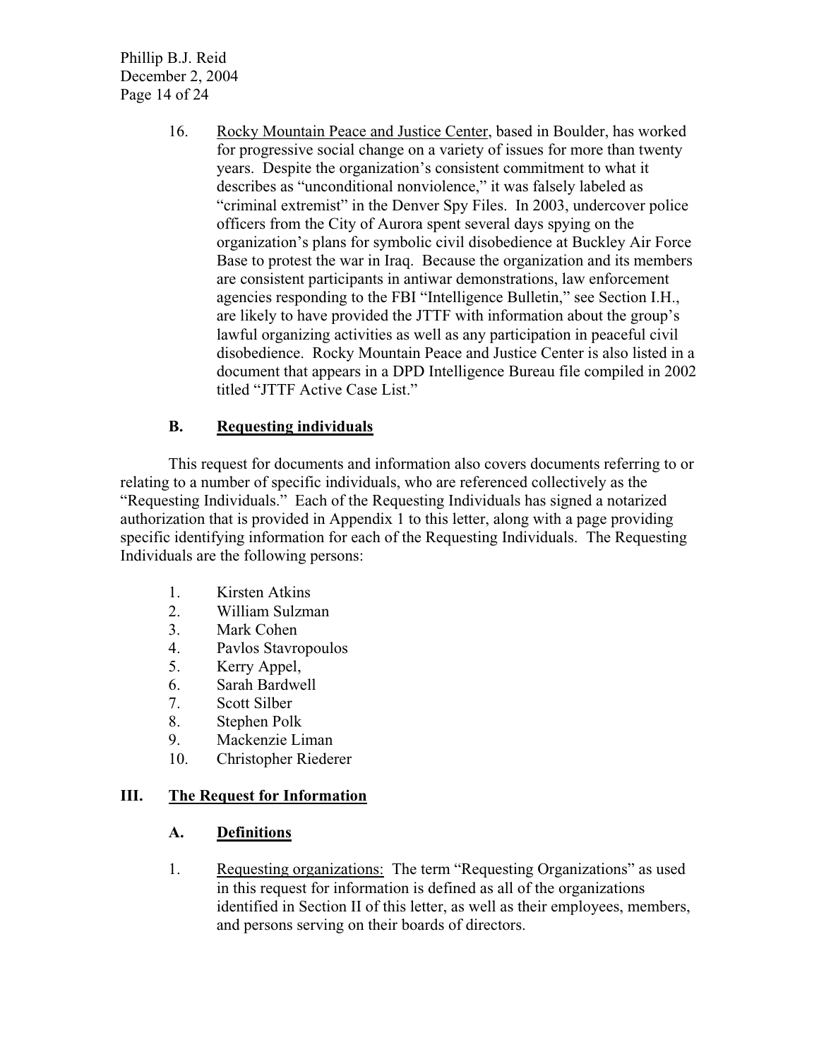16. Rocky Mountain Peace and Justice Center, based in Boulder, has worked for progressive social change on a variety of issues for more than twenty years. Despite the organization's consistent commitment to what it describes as "unconditional nonviolence," it was falsely labeled as "criminal extremist" in the Denver Spy Files. In 2003, undercover police officers from the City of Aurora spent several days spying on the organization's plans for symbolic civil disobedience at Buckley Air Force Base to protest the war in Iraq. Because the organization and its members are consistent participants in antiwar demonstrations, law enforcement agencies responding to the FBI "Intelligence Bulletin," see Section I.H., are likely to have provided the JTTF with information about the group's lawful organizing activities as well as any participation in peaceful civil disobedience. Rocky Mountain Peace and Justice Center is also listed in a document that appears in a DPD Intelligence Bureau file compiled in 2002 titled "JTTF Active Case List."

### B. Requesting individuals

This request for documents and information also covers documents referring to or relating to a number of specific individuals, who are referenced collectively as the "Requesting Individuals." Each of the Requesting Individuals has signed a notarized authorization that is provided in Appendix 1 to this letter, along with a page providing specific identifying information for each of the Requesting Individuals. The Requesting Individuals are the following persons:

1. Kirsten Atkins
2. William Sulzman
3. Mark Cohen
4. Pavlos Stavropoulos
5. Kerry Appel,
6. Sarah Bardwell
7. Scott Silber
8. Stephen Polk
9. Mackenzie Liman
10. Christopher Riederer

## III. The Request for Information

### A. Definitions

1. Requesting organizations: The term "Requesting Organizations" as used in this request for information is defined as all of the organizations identified in Section II of this letter, as well as their employees, members, and persons serving on their boards of directors.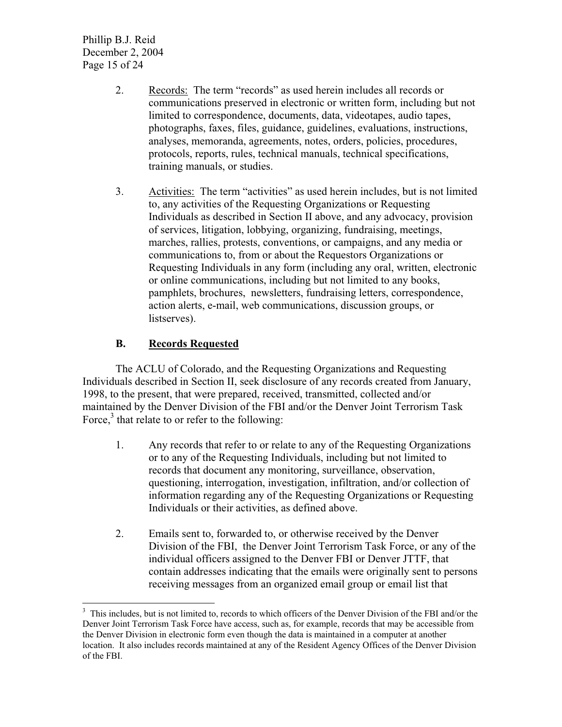2. Records: The term "records" as used herein includes all records or communications preserved in electronic or written form, including but not limited to correspondence, documents, data, videotapes, audio tapes, photographs, faxes, files, guidance, guidelines, evaluations, instructions, analyses, memoranda, agreements, notes, orders, policies, procedures, protocols, reports, rules, technical manuals, technical specifications, training manuals, or studies.

3. Activities: The term "activities" as used herein includes, but is not limited to, any activities of the Requesting Organizations or Requesting Individuals as described in Section II above, and any advocacy, provision of services, litigation, lobbying, organizing, fundraising, meetings, marches, rallies, protests, conventions, or campaigns, and any media or communications to, from or about the Requestors Organizations or Requesting Individuals in any form (including any oral, written, electronic or online communications, including but not limited to any books, pamphlets, brochures, newsletters, fundraising letters, correspondence, action alerts, e-mail, web communications, discussion groups, or listserves).

### B. Records Requested

The ACLU of Colorado, and the Requesting Organizations and Requesting Individuals described in Section II, seek disclosure of any records created from January, 1998, to the present, that were prepared, received, transmitted, collected and/or maintained by the Denver Division of the FBI and/or the Denver Joint Terrorism Task Force,[3] that relate to or refer to the following:

1. Any records that refer to or relate to any of the Requesting Organizations or to any of the Requesting Individuals, including but not limited to records that document any monitoring, surveillance, observation, questioning, interrogation, investigation, infiltration, and/or collection of information regarding any of the Requesting Organizations or Requesting Individuals or their activities, as defined above.

2. Emails sent to, forwarded to, or otherwise received by the Denver Division of the FBI, the Denver Joint Terrorism Task Force, or any of the individual officers assigned to the Denver FBI or Denver JTTF, that contain addresses indicating that the emails were originally sent to persons receiving messages from an organized email group or email list that

---

[3] This includes, but is not limited to, records to which officers of the Denver Division of the FBI and/or the Denver Joint Terrorism Task Force have access, such as, for example, records that may be accessible from the Denver Division in electronic form even though the data is maintained in a computer at another location. It also includes records maintained at any of the Resident Agency Offices of the Denver Division of the FBI.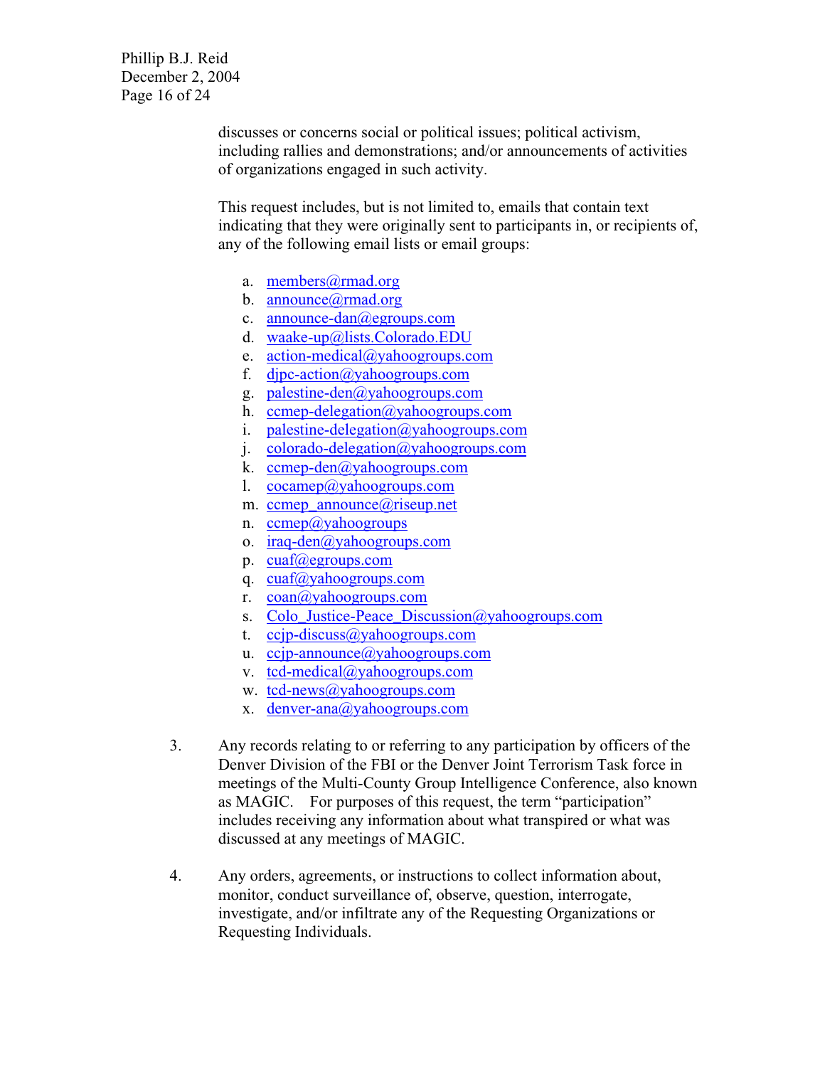discusses or concerns social or political issues; political activism, including rallies and demonstrations; and/or announcements of activities of organizations engaged in such activity.

This request includes, but is not limited to, emails that contain text indicating that they were originally sent to participants in, or recipients of, any of the following email lists or email groups:

a. members@rmad.org
b. announce@rmad.org
c. announce-dan@egroups.com
d. waake-up@lists.Colorado.EDU
e. action-medical@yahoogroups.com
f. djpc-action@yahoogroups.com
g. palestine-den@yahoogroups.com
h. ccmep-delegation@yahoogroups.com
i. palestine-delegation@yahoogroups.com
j. colorado-delegation@yahoogroups.com
k. ccmep-den@yahoogroups.com
l. cocamep@yahoogroups.com
m. ccmep_announce@riseup.net
n. ccmep@yahoogroups
o. iraq-den@yahoogroups.com
p. cuaf@egroups.com
q. cuaf@yahoogroups.com
r. coan@yahoogroups.com
s. Colo_Justice-Peace_Discussion@yahoogroups.com
t. ccjp-discuss@yahoogroups.com
u. ccjp-announce@yahoogroups.com
v. tcd-medical@yahoogroups.com
w. tcd-news@yahoogroups.com
x. denver-ana@yahoogroups.com

3. Any records relating to or referring to any participation by officers of the Denver Division of the FBI or the Denver Joint Terrorism Task force in meetings of the Multi-County Group Intelligence Conference, also known as MAGIC. For purposes of this request, the term "participation" includes receiving any information about what transpired or what was discussed at any meetings of MAGIC.

4. Any orders, agreements, or instructions to collect information about, monitor, conduct surveillance of, observe, question, interrogate, investigate, and/or infiltrate any of the Requesting Organizations or Requesting Individuals.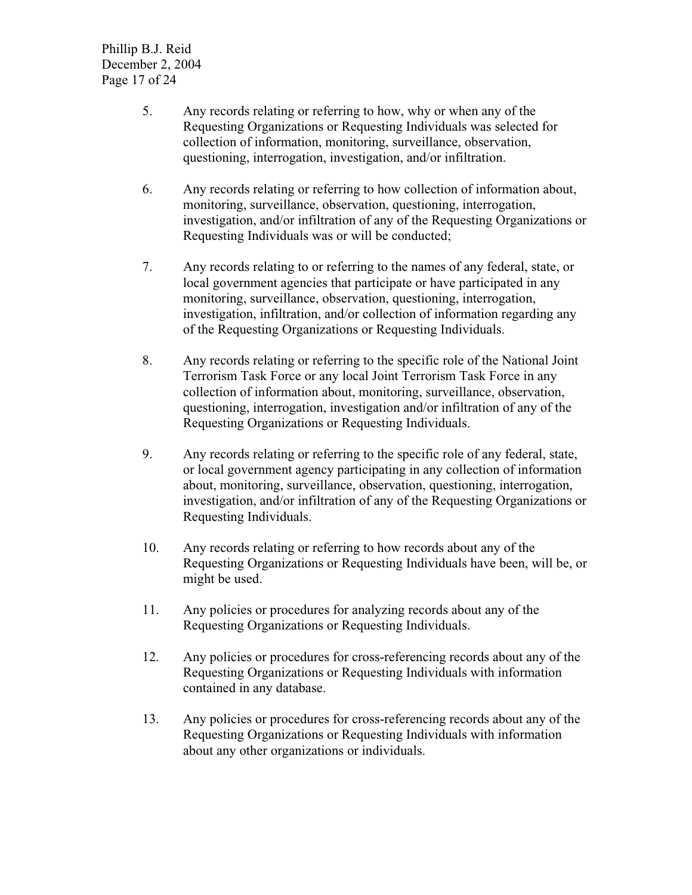5. Any records relating or referring to how, why or when any of the Requesting Organizations or Requesting Individuals was selected for collection of information, monitoring, surveillance, observation, questioning, interrogation, investigation, and/or infiltration.

6. Any records relating or referring to how collection of information about, monitoring, surveillance, observation, questioning, interrogation, investigation, and/or infiltration of any of the Requesting Organizations or Requesting Individuals was or will be conducted;

7. Any records relating to or referring to the names of any federal, state, or local government agencies that participate or have participated in any monitoring, surveillance, observation, questioning, interrogation, investigation, infiltration, and/or collection of information regarding any of the Requesting Organizations or Requesting Individuals.

8. Any records relating or referring to the specific role of the National Joint Terrorism Task Force or any local Joint Terrorism Task Force in any collection of information about, monitoring, surveillance, observation, questioning, interrogation, investigation and/or infiltration of any of the Requesting Organizations or Requesting Individuals.

9. Any records relating or referring to the specific role of any federal, state, or local government agency participating in any collection of information about, monitoring, surveillance, observation, questioning, interrogation, investigation, and/or infiltration of any of the Requesting Organizations or Requesting Individuals.

10. Any records relating or referring to how records about any of the Requesting Organizations or Requesting Individuals have been, will be, or might be used.

11. Any policies or procedures for analyzing records about any of the Requesting Organizations or Requesting Individuals.

12. Any policies or procedures for cross-referencing records about any of the Requesting Organizations or Requesting Individuals with information contained in any database.

13. Any policies or procedures for cross-referencing records about any of the Requesting Organizations or Requesting Individuals with information about any other organizations or individuals.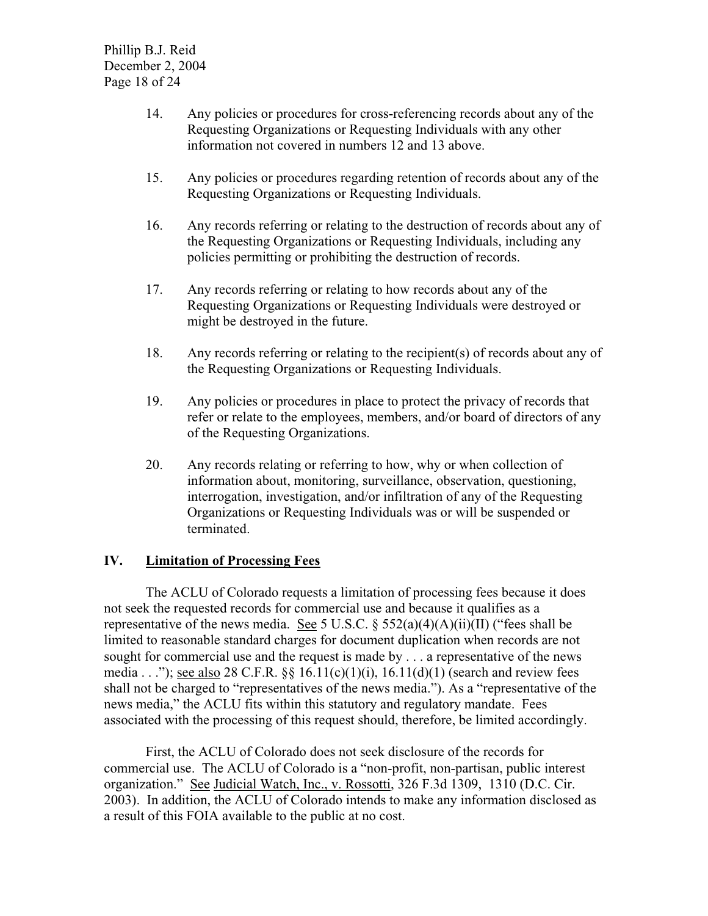14. Any policies or procedures for cross-referencing records about any of the Requesting Organizations or Requesting Individuals with any other information not covered in numbers 12 and 13 above.

15. Any policies or procedures regarding retention of records about any of the Requesting Organizations or Requesting Individuals.

16. Any records referring or relating to the destruction of records about any of the Requesting Organizations or Requesting Individuals, including any policies permitting or prohibiting the destruction of records.

17. Any records referring or relating to how records about any of the Requesting Organizations or Requesting Individuals were destroyed or might be destroyed in the future.

18. Any records referring or relating to the recipient(s) of records about any of the Requesting Organizations or Requesting Individuals.

19. Any policies or procedures in place to protect the privacy of records that refer or relate to the employees, members, and/or board of directors of any of the Requesting Organizations.

20. Any records relating or referring to how, why or when collection of information about, monitoring, surveillance, observation, questioning, interrogation, investigation, and/or infiltration of any of the Requesting Organizations or Requesting Individuals was or will be suspended or terminated.

## IV. Limitation of Processing Fees

The ACLU of Colorado requests a limitation of processing fees because it does not seek the requested records for commercial use and because it qualifies as a representative of the news media. See 5 U.S.C. § 552(a)(4)(A)(ii)(II) ("fees shall be limited to reasonable standard charges for document duplication when records are not sought for commercial use and the request is made by . . . a representative of the news media . . ."); see also 28 C.F.R. §§ 16.11(c)(1)(i), 16.11(d)(1) (search and review fees shall not be charged to "representatives of the news media."). As a "representative of the news media," the ACLU fits within this statutory and regulatory mandate. Fees associated with the processing of this request should, therefore, be limited accordingly.

First, the ACLU of Colorado does not seek disclosure of the records for commercial use. The ACLU of Colorado is a "non-profit, non-partisan, public interest organization." See Judicial Watch, Inc., v. Rossotti, 326 F.3d 1309, 1310 (D.C. Cir. 2003). In addition, the ACLU of Colorado intends to make any information disclosed as a result of this FOIA available to the public at no cost.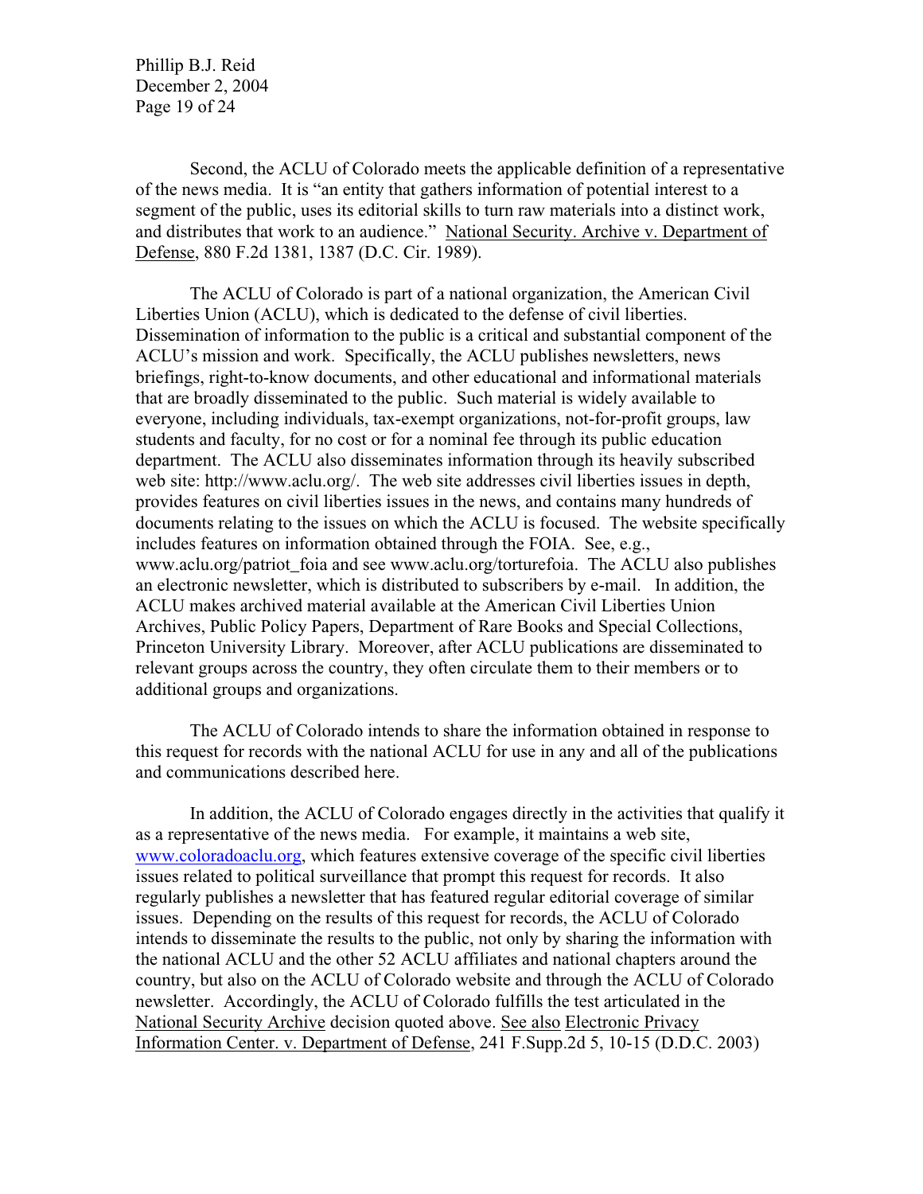Second, the ACLU of Colorado meets the applicable definition of a representative of the news media. It is "an entity that gathers information of potential interest to a segment of the public, uses its editorial skills to turn raw materials into a distinct work, and distributes that work to an audience." National Security. Archive v. Department of Defense, 880 F.2d 1381, 1387 (D.C. Cir. 1989).

The ACLU of Colorado is part of a national organization, the American Civil Liberties Union (ACLU), which is dedicated to the defense of civil liberties. Dissemination of information to the public is a critical and substantial component of the ACLU's mission and work. Specifically, the ACLU publishes newsletters, news briefings, right-to-know documents, and other educational and informational materials that are broadly disseminated to the public. Such material is widely available to everyone, including individuals, tax-exempt organizations, not-for-profit groups, law students and faculty, for no cost or for a nominal fee through its public education department. The ACLU also disseminates information through its heavily subscribed web site: http://www.aclu.org/. The web site addresses civil liberties issues in depth, provides features on civil liberties issues in the news, and contains many hundreds of documents relating to the issues on which the ACLU is focused. The website specifically includes features on information obtained through the FOIA. See, e.g., www.aclu.org/patriot_foia and see www.aclu.org/torturefoia. The ACLU also publishes an electronic newsletter, which is distributed to subscribers by e-mail. In addition, the ACLU makes archived material available at the American Civil Liberties Union Archives, Public Policy Papers, Department of Rare Books and Special Collections, Princeton University Library. Moreover, after ACLU publications are disseminated to relevant groups across the country, they often circulate them to their members or to additional groups and organizations.

The ACLU of Colorado intends to share the information obtained in response to this request for records with the national ACLU for use in any and all of the publications and communications described here.

In addition, the ACLU of Colorado engages directly in the activities that qualify it as a representative of the news media. For example, it maintains a web site, www.coloradoaclu.org, which features extensive coverage of the specific civil liberties issues related to political surveillance that prompt this request for records. It also regularly publishes a newsletter that has featured regular editorial coverage of similar issues. Depending on the results of this request for records, the ACLU of Colorado intends to disseminate the results to the public, not only by sharing the information with the national ACLU and the other 52 ACLU affiliates and national chapters around the country, but also on the ACLU of Colorado website and through the ACLU of Colorado newsletter. Accordingly, the ACLU of Colorado fulfills the test articulated in the National Security Archive decision quoted above. See also Electronic Privacy Information Center. v. Department of Defense, 241 F.Supp.2d 5, 10-15 (D.D.C. 2003)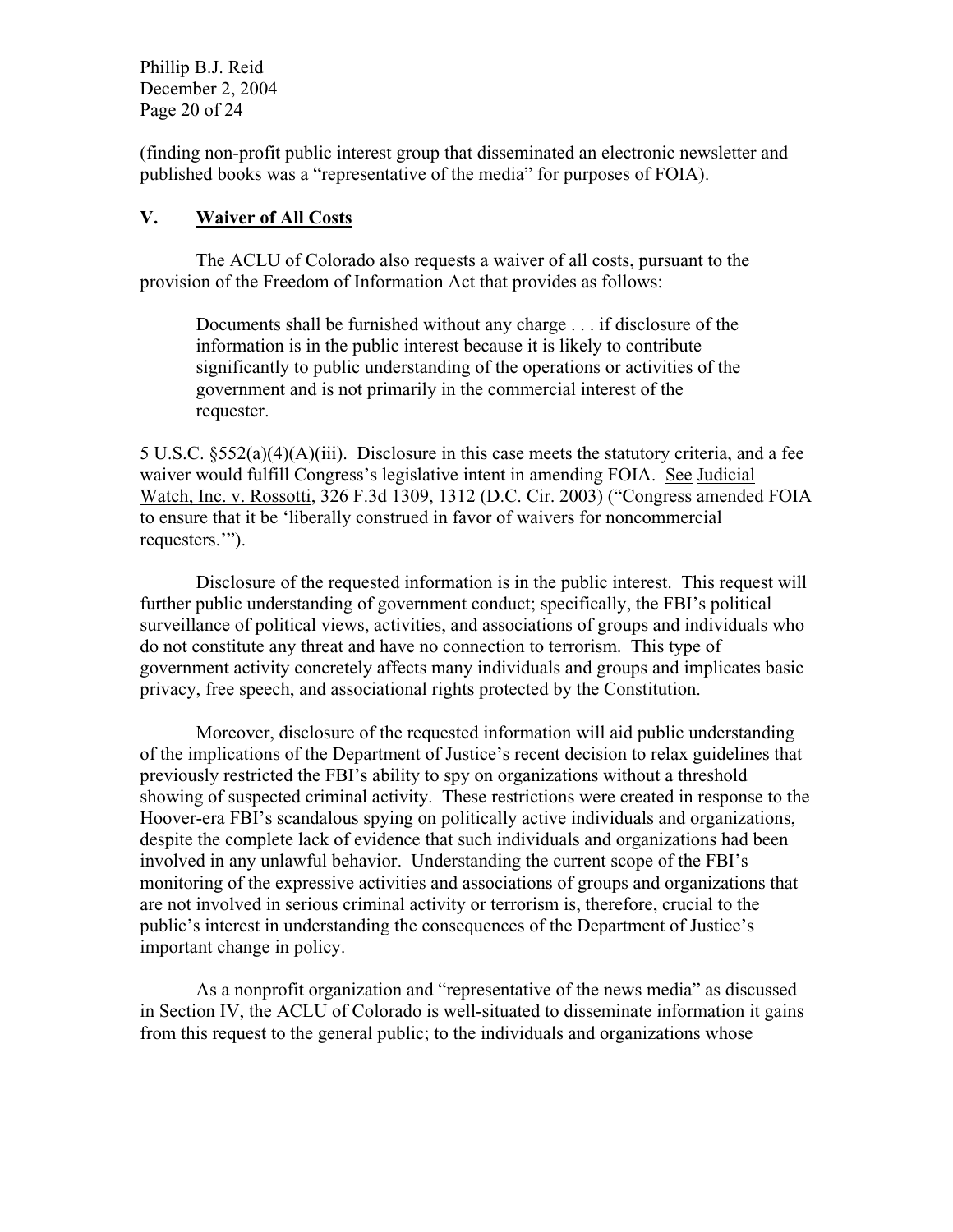(finding non-profit public interest group that disseminated an electronic newsletter and published books was a "representative of the media" for purposes of FOIA).

## V. <u>Waiver of All Costs</u>

The ACLU of Colorado also requests a waiver of all costs, pursuant to the provision of the Freedom of Information Act that provides as follows:

> Documents shall be furnished without any charge . . . if disclosure of the information is in the public interest because it is likely to contribute significantly to public understanding of the operations or activities of the government and is not primarily in the commercial interest of the requester.

5 U.S.C. §552(a)(4)(A)(iii). Disclosure in this case meets the statutory criteria, and a fee waiver would fulfill Congress's legislative intent in amending FOIA. See <u>Judicial Watch, Inc. v. Rossotti</u>, 326 F.3d 1309, 1312 (D.C. Cir. 2003) ("Congress amended FOIA to ensure that it be 'liberally construed in favor of waivers for noncommercial requesters.'").

Disclosure of the requested information is in the public interest. This request will further public understanding of government conduct; specifically, the FBI's political surveillance of political views, activities, and associations of groups and individuals who do not constitute any threat and have no connection to terrorism. This type of government activity concretely affects many individuals and groups and implicates basic privacy, free speech, and associational rights protected by the Constitution.

Moreover, disclosure of the requested information will aid public understanding of the implications of the Department of Justice's recent decision to relax guidelines that previously restricted the FBI's ability to spy on organizations without a threshold showing of suspected criminal activity. These restrictions were created in response to the Hoover-era FBI's scandalous spying on politically active individuals and organizations, despite the complete lack of evidence that such individuals and organizations had been involved in any unlawful behavior. Understanding the current scope of the FBI's monitoring of the expressive activities and associations of groups and organizations that are not involved in serious criminal activity or terrorism is, therefore, crucial to the public's interest in understanding the consequences of the Department of Justice's important change in policy.

As a nonprofit organization and "representative of the news media" as discussed in Section IV, the ACLU of Colorado is well-situated to disseminate information it gains from this request to the general public; to the individuals and organizations whose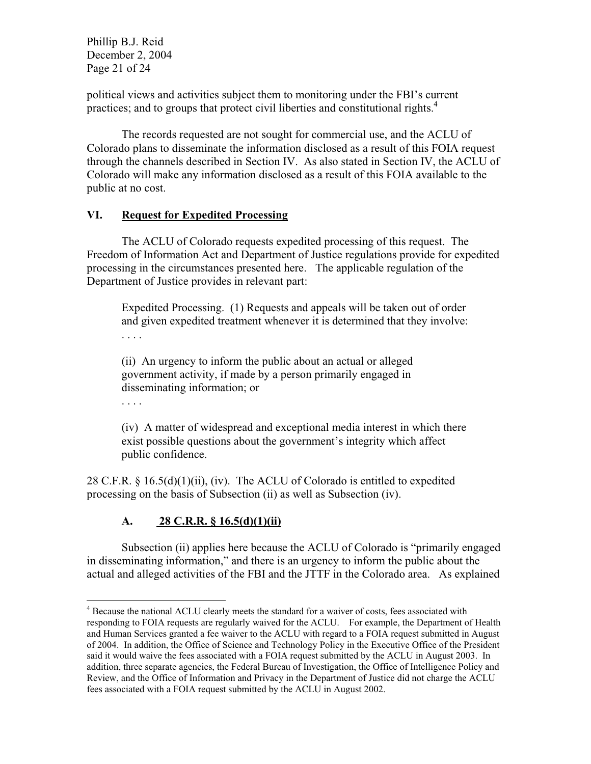political views and activities subject them to monitoring under the FBI's current practices; and to groups that protect civil liberties and constitutional rights.[4]

The records requested are not sought for commercial use, and the ACLU of Colorado plans to disseminate the information disclosed as a result of this FOIA request through the channels described in Section IV. As also stated in Section IV, the ACLU of Colorado will make any information disclosed as a result of this FOIA available to the public at no cost.

## VI. Request for Expedited Processing

The ACLU of Colorado requests expedited processing of this request. The Freedom of Information Act and Department of Justice regulations provide for expedited processing in the circumstances presented here. The applicable regulation of the Department of Justice provides in relevant part:

> Expedited Processing. (1) Requests and appeals will be taken out of order and given expedited treatment whenever it is determined that they involve:
> . . . .
>
> (ii) An urgency to inform the public about an actual or alleged government activity, if made by a person primarily engaged in disseminating information; or
> . . . .
>
> (iv) A matter of widespread and exceptional media interest in which there exist possible questions about the government's integrity which affect public confidence.

28 C.F.R. § 16.5(d)(1)(ii), (iv). The ACLU of Colorado is entitled to expedited processing on the basis of Subsection (ii) as well as Subsection (iv).

### A. 28 C.R.R. § 16.5(d)(1)(ii)

Subsection (ii) applies here because the ACLU of Colorado is "primarily engaged in disseminating information," and there is an urgency to inform the public about the actual and alleged activities of the FBI and the JTTF in the Colorado area. As explained

---

[4] Because the national ACLU clearly meets the standard for a waiver of costs, fees associated with responding to FOIA requests are regularly waived for the ACLU. For example, the Department of Health and Human Services granted a fee waiver to the ACLU with regard to a FOIA request submitted in August of 2004. In addition, the Office of Science and Technology Policy in the Executive Office of the President said it would waive the fees associated with a FOIA request submitted by the ACLU in August 2003. In addition, three separate agencies, the Federal Bureau of Investigation, the Office of Intelligence Policy and Review, and the Office of Information and Privacy in the Department of Justice did not charge the ACLU fees associated with a FOIA request submitted by the ACLU in August 2002.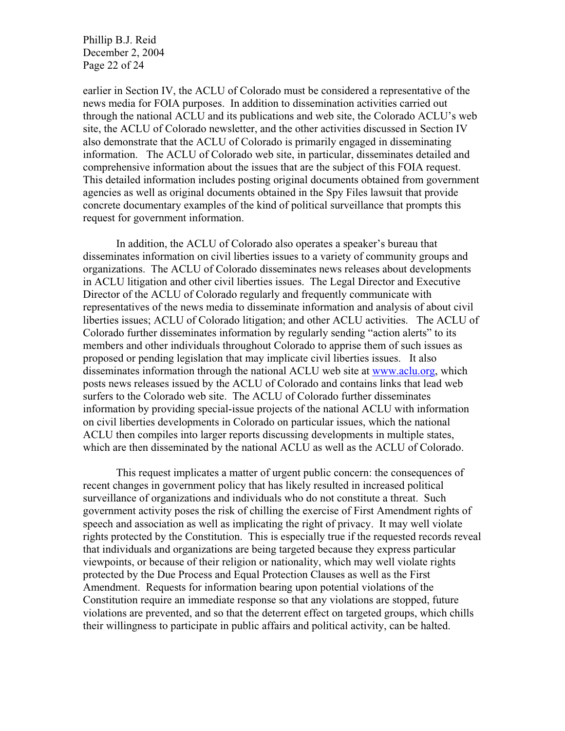earlier in Section IV, the ACLU of Colorado must be considered a representative of the news media for FOIA purposes. In addition to dissemination activities carried out through the national ACLU and its publications and web site, the Colorado ACLU's web site, the ACLU of Colorado newsletter, and the other activities discussed in Section IV also demonstrate that the ACLU of Colorado is primarily engaged in disseminating information. The ACLU of Colorado web site, in particular, disseminates detailed and comprehensive information about the issues that are the subject of this FOIA request. This detailed information includes posting original documents obtained from government agencies as well as original documents obtained in the Spy Files lawsuit that provide concrete documentary examples of the kind of political surveillance that prompts this request for government information.

In addition, the ACLU of Colorado also operates a speaker's bureau that disseminates information on civil liberties issues to a variety of community groups and organizations. The ACLU of Colorado disseminates news releases about developments in ACLU litigation and other civil liberties issues. The Legal Director and Executive Director of the ACLU of Colorado regularly and frequently communicate with representatives of the news media to disseminate information and analysis of about civil liberties issues; ACLU of Colorado litigation; and other ACLU activities. The ACLU of Colorado further disseminates information by regularly sending "action alerts" to its members and other individuals throughout Colorado to apprise them of such issues as proposed or pending legislation that may implicate civil liberties issues. It also disseminates information through the national ACLU web site at www.aclu.org, which posts news releases issued by the ACLU of Colorado and contains links that lead web surfers to the Colorado web site. The ACLU of Colorado further disseminates information by providing special-issue projects of the national ACLU with information on civil liberties developments in Colorado on particular issues, which the national ACLU then compiles into larger reports discussing developments in multiple states, which are then disseminated by the national ACLU as well as the ACLU of Colorado.

This request implicates a matter of urgent public concern: the consequences of recent changes in government policy that has likely resulted in increased political surveillance of organizations and individuals who do not constitute a threat. Such government activity poses the risk of chilling the exercise of First Amendment rights of speech and association as well as implicating the right of privacy. It may well violate rights protected by the Constitution. This is especially true if the requested records reveal that individuals and organizations are being targeted because they express particular viewpoints, or because of their religion or nationality, which may well violate rights protected by the Due Process and Equal Protection Clauses as well as the First Amendment. Requests for information bearing upon potential violations of the Constitution require an immediate response so that any violations are stopped, future violations are prevented, and so that the deterrent effect on targeted groups, which chills their willingness to participate in public affairs and political activity, can be halted.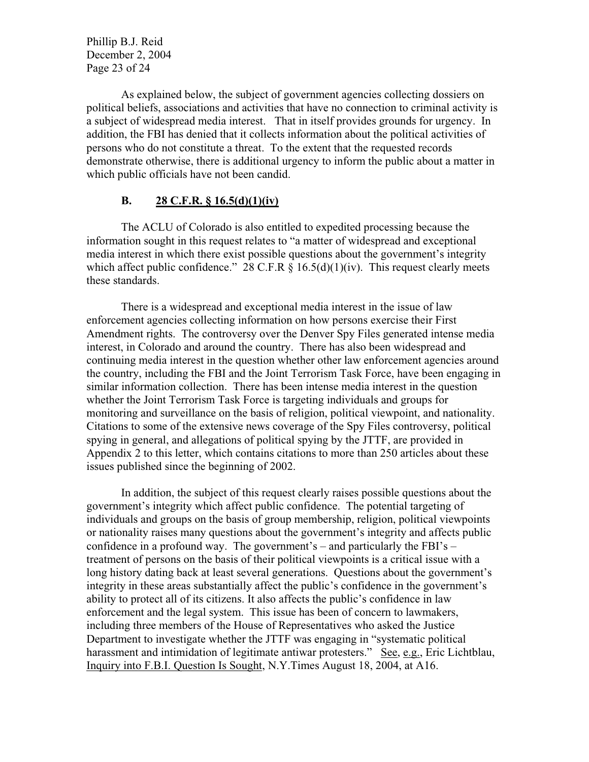As explained below, the subject of government agencies collecting dossiers on political beliefs, associations and activities that have no connection to criminal activity is a subject of widespread media interest. That in itself provides grounds for urgency. In addition, the FBI has denied that it collects information about the political activities of persons who do not constitute a threat. To the extent that the requested records demonstrate otherwise, there is additional urgency to inform the public about a matter in which public officials have not been candid.

### B. <u>28 C.F.R. § 16.5(d)(1)(iv)</u>

The ACLU of Colorado is also entitled to expedited processing because the information sought in this request relates to "a matter of widespread and exceptional media interest in which there exist possible questions about the government's integrity which affect public confidence." 28 C.F.R § 16.5(d)(1)(iv). This request clearly meets these standards.

There is a widespread and exceptional media interest in the issue of law enforcement agencies collecting information on how persons exercise their First Amendment rights. The controversy over the Denver Spy Files generated intense media interest, in Colorado and around the country. There has also been widespread and continuing media interest in the question whether other law enforcement agencies around the country, including the FBI and the Joint Terrorism Task Force, have been engaging in similar information collection. There has been intense media interest in the question whether the Joint Terrorism Task Force is targeting individuals and groups for monitoring and surveillance on the basis of religion, political viewpoint, and nationality. Citations to some of the extensive news coverage of the Spy Files controversy, political spying in general, and allegations of political spying by the JTTF, are provided in Appendix 2 to this letter, which contains citations to more than 250 articles about these issues published since the beginning of 2002.

In addition, the subject of this request clearly raises possible questions about the government's integrity which affect public confidence. The potential targeting of individuals and groups on the basis of group membership, religion, political viewpoints or nationality raises many questions about the government's integrity and affects public confidence in a profound way. The government's – and particularly the FBI's – treatment of persons on the basis of their political viewpoints is a critical issue with a long history dating back at least several generations. Questions about the government's integrity in these areas substantially affect the public's confidence in the government's ability to protect all of its citizens. It also affects the public's confidence in law enforcement and the legal system. This issue has been of concern to lawmakers, including three members of the House of Representatives who asked the Justice Department to investigate whether the JTTF was engaging in "systematic political harassment and intimidation of legitimate antiwar protesters." <u>See</u>, <u>e.g.</u>, Eric Lichtblau, <u>Inquiry into F.B.I. Question Is Sought</u>, N.Y.Times August 18, 2004, at A16.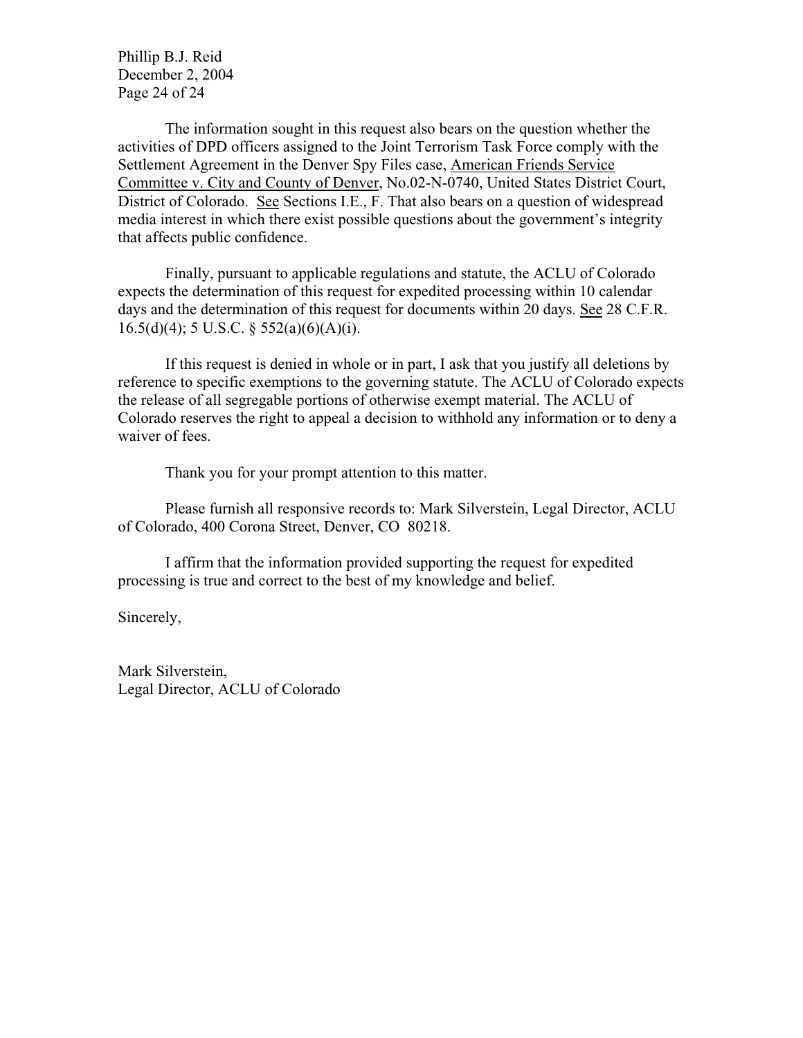The information sought in this request also bears on the question whether the activities of DPD officers assigned to the Joint Terrorism Task Force comply with the Settlement Agreement in the Denver Spy Files case, American Friends Service Committee v. City and County of Denver, No.02-N-0740, United States District Court, District of Colorado. See Sections I.E., F. That also bears on a question of widespread media interest in which there exist possible questions about the government's integrity that affects public confidence.

Finally, pursuant to applicable regulations and statute, the ACLU of Colorado expects the determination of this request for expedited processing within 10 calendar days and the determination of this request for documents within 20 days. See 28 C.F.R. 16.5(d)(4); 5 U.S.C. § 552(a)(6)(A)(i).

If this request is denied in whole or in part, I ask that you justify all deletions by reference to specific exemptions to the governing statute. The ACLU of Colorado expects the release of all segregable portions of otherwise exempt material. The ACLU of Colorado reserves the right to appeal a decision to withhold any information or to deny a waiver of fees.

Thank you for your prompt attention to this matter.

Please furnish all responsive records to: Mark Silverstein, Legal Director, ACLU of Colorado, 400 Corona Street, Denver, CO 80218.

I affirm that the information provided supporting the request for expedited processing is true and correct to the best of my knowledge and belief.

Sincerely,

Mark Silverstein,
Legal Director, ACLU of Colorado